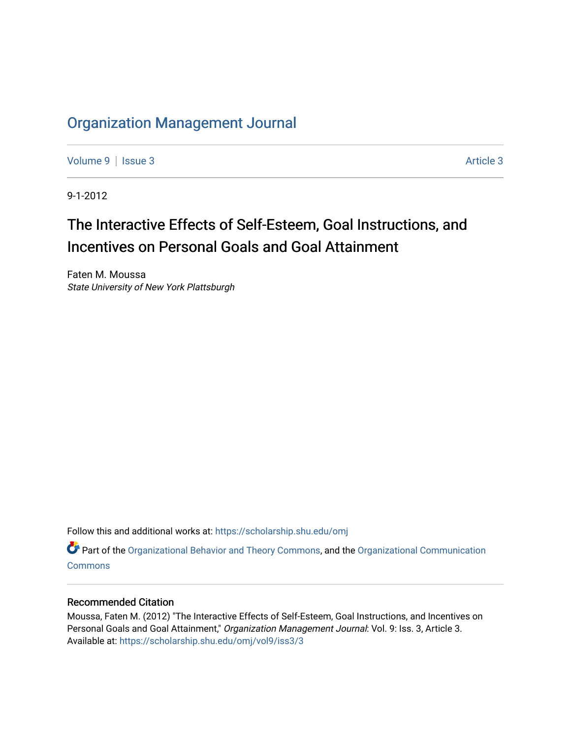# Organization Management Journal

Volume 9 | Issue 3 Article 3

9-1-2012

## The Interactive Effects of Self-Esteem, Goal Instructions, and Incentives on Personal Goals and Goal Attainment

Faten M. Moussa
*State University of New York Plattsburgh*

Follow this and additional works at: https://scholarship.shu.edu/omj

Part of the Organizational Behavior and Theory Commons, and the Organizational Communication Commons

### Recommended Citation

Moussa, Faten M. (2012) "The Interactive Effects of Self-Esteem, Goal Instructions, and Incentives on Personal Goals and Goal Attainment," *Organization Management Journal*: Vol. 9: Iss. 3, Article 3.
Available at: https://scholarship.shu.edu/omj/vol9/iss3/3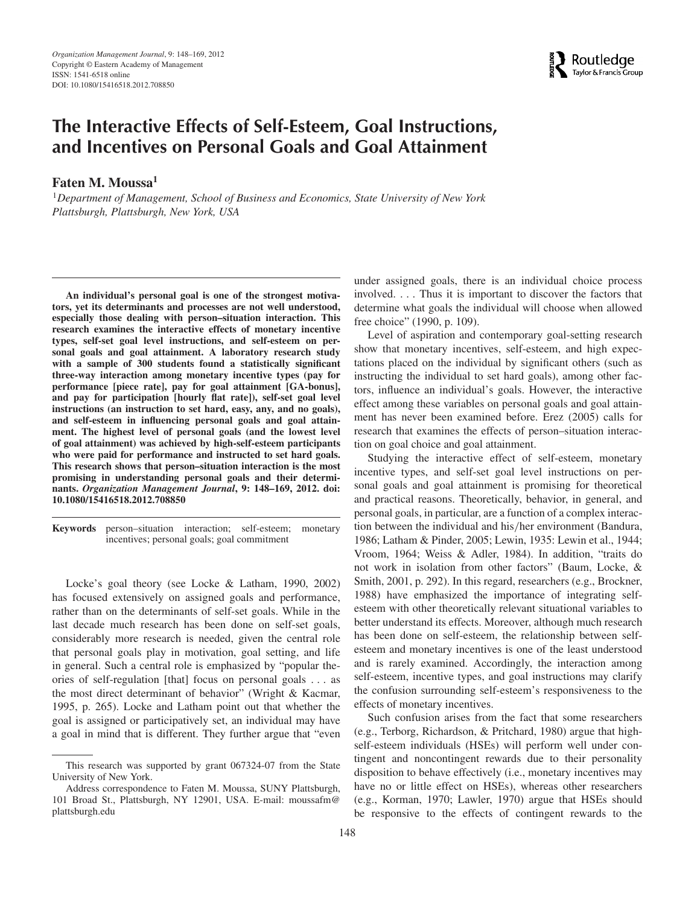# The Interactive Effects of Self-Esteem, Goal Instructions, and Incentives on Personal Goals and Goal Attainment

**Faten M. Moussa**[1]

[1]*Department of Management, School of Business and Economics, State University of New York Plattsburgh, Plattsburgh, New York, USA*

**An individual's personal goal is one of the strongest motivators, yet its determinants and processes are not well understood, especially those dealing with person–situation interaction. This research examines the interactive effects of monetary incentive types, self-set goal level instructions, and self-esteem on personal goals and goal attainment. A laboratory research study with a sample of 300 students found a statistically significant three-way interaction among monetary incentive types (pay for performance [piece rate], pay for goal attainment [GA-bonus], and pay for participation [hourly flat rate]), self-set goal level instructions (an instruction to set hard, easy, any, and no goals), and self-esteem in influencing personal goals and goal attainment. The highest level of personal goals (and the lowest level of goal attainment) was achieved by high-self-esteem participants who were paid for performance and instructed to set hard goals. This research shows that person–situation interaction is the most promising in understanding personal goals and their determinants. *Organization Management Journal*, 9: 148–169, 2012. doi: 10.1080/15416518.2012.708850**

**Keywords** person–situation interaction; self-esteem; monetary incentives; personal goals; goal commitment

Locke's goal theory (see Locke & Latham, 1990, 2002) has focused extensively on assigned goals and performance, rather than on the determinants of self-set goals. While in the last decade much research has been done on self-set goals, considerably more research is needed, given the central role that personal goals play in motivation, goal setting, and life in general. Such a central role is emphasized by "popular theories of self-regulation [that] focus on personal goals . . . as the most direct determinant of behavior" (Wright & Kacmar, 1995, p. 265). Locke and Latham point out that whether the goal is assigned or participatively set, an individual may have a goal in mind that is different. They further argue that "even under assigned goals, there is an individual choice process involved. . . . Thus it is important to discover the factors that determine what goals the individual will choose when allowed free choice" (1990, p. 109).

Level of aspiration and contemporary goal-setting research show that monetary incentives, self-esteem, and high expectations placed on the individual by significant others (such as instructing the individual to set hard goals), among other factors, influence an individual's goals. However, the interactive effect among these variables on personal goals and goal attainment has never been examined before. Erez (2005) calls for research that examines the effects of person–situation interaction on goal choice and goal attainment.

Studying the interactive effect of self-esteem, monetary incentive types, and self-set goal level instructions on personal goals and goal attainment is promising for theoretical and practical reasons. Theoretically, behavior, in general, and personal goals, in particular, are a function of a complex interaction between the individual and his/her environment (Bandura, 1986; Latham & Pinder, 2005; Lewin, 1935: Lewin et al., 1944; Vroom, 1964; Weiss & Adler, 1984). In addition, "traits do not work in isolation from other factors" (Baum, Locke, & Smith, 2001, p. 292). In this regard, researchers (e.g., Brockner, 1988) have emphasized the importance of integrating self-esteem with other theoretically relevant situational variables to better understand its effects. Moreover, although much research has been done on self-esteem, the relationship between self-esteem and monetary incentives is one of the least understood and is rarely examined. Accordingly, the interaction among self-esteem, incentive types, and goal instructions may clarify the confusion surrounding self-esteem's responsiveness to the effects of monetary incentives.

Such confusion arises from the fact that some researchers (e.g., Terborg, Richardson, & Pritchard, 1980) argue that high-self-esteem individuals (HSEs) will perform well under contingent and noncontingent rewards due to their personality disposition to behave effectively (i.e., monetary incentives may have no or little effect on HSEs), whereas other researchers (e.g., Korman, 1970; Lawler, 1970) argue that HSEs should be responsive to the effects of contingent rewards to the

---

This research was supported by grant 067324-07 from the State University of New York.

Address correspondence to Faten M. Moussa, SUNY Plattsburgh, 101 Broad St., Plattsburgh, NY 12901, USA. E-mail: moussafm@plattsburgh.edu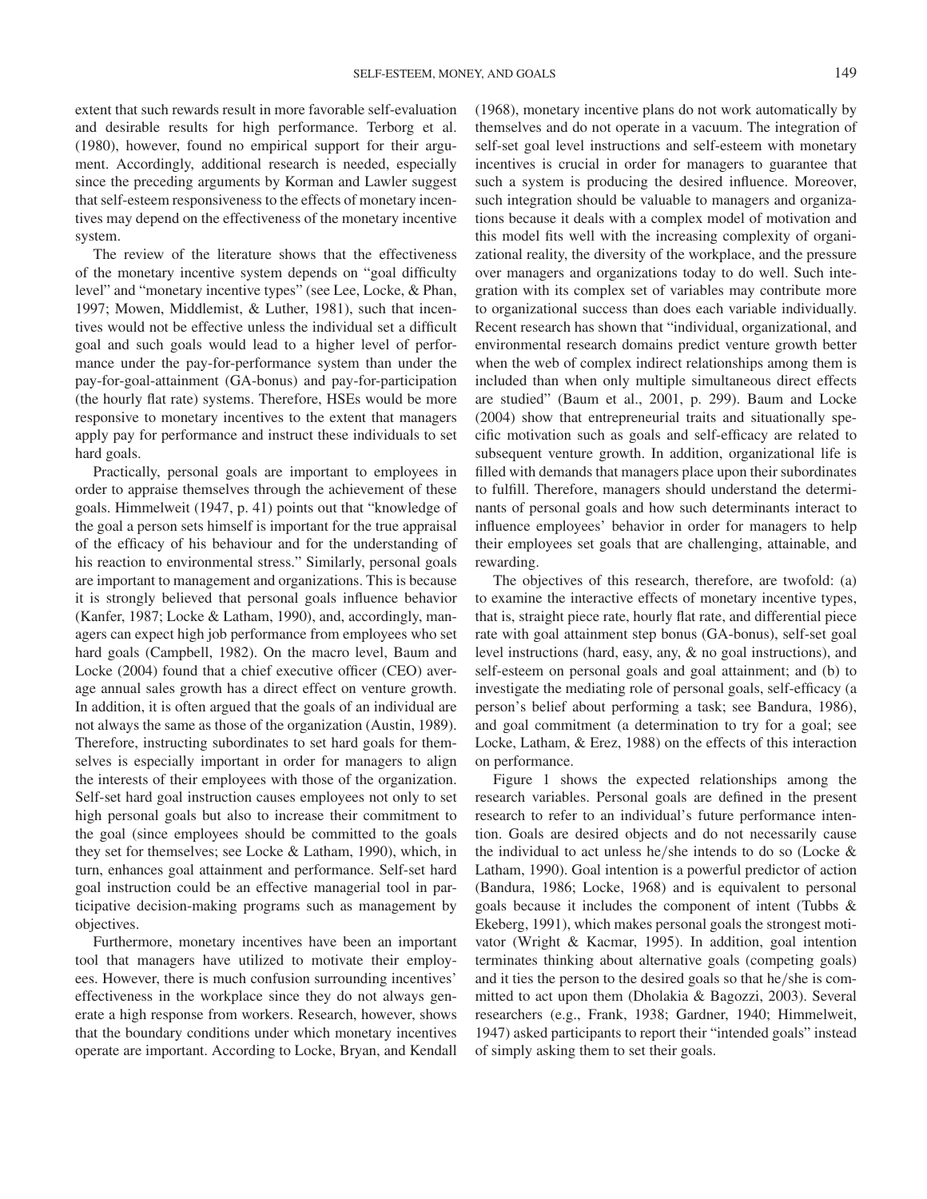extent that such rewards result in more favorable self-evaluation and desirable results for high performance. Terborg et al. (1980), however, found no empirical support for their argument. Accordingly, additional research is needed, especially since the preceding arguments by Korman and Lawler suggest that self-esteem responsiveness to the effects of monetary incentives may depend on the effectiveness of the monetary incentive system.

The review of the literature shows that the effectiveness of the monetary incentive system depends on "goal difficulty level" and "monetary incentive types" (see Lee, Locke, & Phan, 1997; Mowen, Middlemist, & Luther, 1981), such that incentives would not be effective unless the individual set a difficult goal and such goals would lead to a higher level of performance under the pay-for-performance system than under the pay-for-goal-attainment (GA-bonus) and pay-for-participation (the hourly flat rate) systems. Therefore, HSEs would be more responsive to monetary incentives to the extent that managers apply pay for performance and instruct these individuals to set hard goals.

Practically, personal goals are important to employees in order to appraise themselves through the achievement of these goals. Himmelweit (1947, p. 41) points out that "knowledge of the goal a person sets himself is important for the true appraisal of the efficacy of his behaviour and for the understanding of his reaction to environmental stress." Similarly, personal goals are important to management and organizations. This is because it is strongly believed that personal goals influence behavior (Kanfer, 1987; Locke & Latham, 1990), and, accordingly, managers can expect high job performance from employees who set hard goals (Campbell, 1982). On the macro level, Baum and Locke (2004) found that a chief executive officer (CEO) average annual sales growth has a direct effect on venture growth. In addition, it is often argued that the goals of an individual are not always the same as those of the organization (Austin, 1989). Therefore, instructing subordinates to set hard goals for themselves is especially important in order for managers to align the interests of their employees with those of the organization. Self-set hard goal instruction causes employees not only to set high personal goals but also to increase their commitment to the goal (since employees should be committed to the goals they set for themselves; see Locke & Latham, 1990), which, in turn, enhances goal attainment and performance. Self-set hard goal instruction could be an effective managerial tool in participative decision-making programs such as management by objectives.

Furthermore, monetary incentives have been an important tool that managers have utilized to motivate their employees. However, there is much confusion surrounding incentives' effectiveness in the workplace since they do not always generate a high response from workers. Research, however, shows that the boundary conditions under which monetary incentives operate are important. According to Locke, Bryan, and Kendall (1968), monetary incentive plans do not work automatically by themselves and do not operate in a vacuum. The integration of self-set goal level instructions and self-esteem with monetary incentives is crucial in order for managers to guarantee that such a system is producing the desired influence. Moreover, such integration should be valuable to managers and organizations because it deals with a complex model of motivation and this model fits well with the increasing complexity of organizational reality, the diversity of the workplace, and the pressure over managers and organizations today to do well. Such integration with its complex set of variables may contribute more to organizational success than does each variable individually. Recent research has shown that "individual, organizational, and environmental research domains predict venture growth better when the web of complex indirect relationships among them is included than when only multiple simultaneous direct effects are studied" (Baum et al., 2001, p. 299). Baum and Locke (2004) show that entrepreneurial traits and situationally specific motivation such as goals and self-efficacy are related to subsequent venture growth. In addition, organizational life is filled with demands that managers place upon their subordinates to fulfill. Therefore, managers should understand the determinants of personal goals and how such determinants interact to influence employees' behavior in order for managers to help their employees set goals that are challenging, attainable, and rewarding.

The objectives of this research, therefore, are twofold: (a) to examine the interactive effects of monetary incentive types, that is, straight piece rate, hourly flat rate, and differential piece rate with goal attainment step bonus (GA-bonus), self-set goal level instructions (hard, easy, any, & no goal instructions), and self-esteem on personal goals and goal attainment; and (b) to investigate the mediating role of personal goals, self-efficacy (a person's belief about performing a task; see Bandura, 1986), and goal commitment (a determination to try for a goal; see Locke, Latham, & Erez, 1988) on the effects of this interaction on performance.

Figure 1 shows the expected relationships among the research variables. Personal goals are defined in the present research to refer to an individual's future performance intention. Goals are desired objects and do not necessarily cause the individual to act unless he/she intends to do so (Locke & Latham, 1990). Goal intention is a powerful predictor of action (Bandura, 1986; Locke, 1968) and is equivalent to personal goals because it includes the component of intent (Tubbs & Ekeberg, 1991), which makes personal goals the strongest motivator (Wright & Kacmar, 1995). In addition, goal intention terminates thinking about alternative goals (competing goals) and it ties the person to the desired goals so that he/she is committed to act upon them (Dholakia & Bagozzi, 2003). Several researchers (e.g., Frank, 1938; Gardner, 1940; Himmelweit, 1947) asked participants to report their "intended goals" instead of simply asking them to set their goals.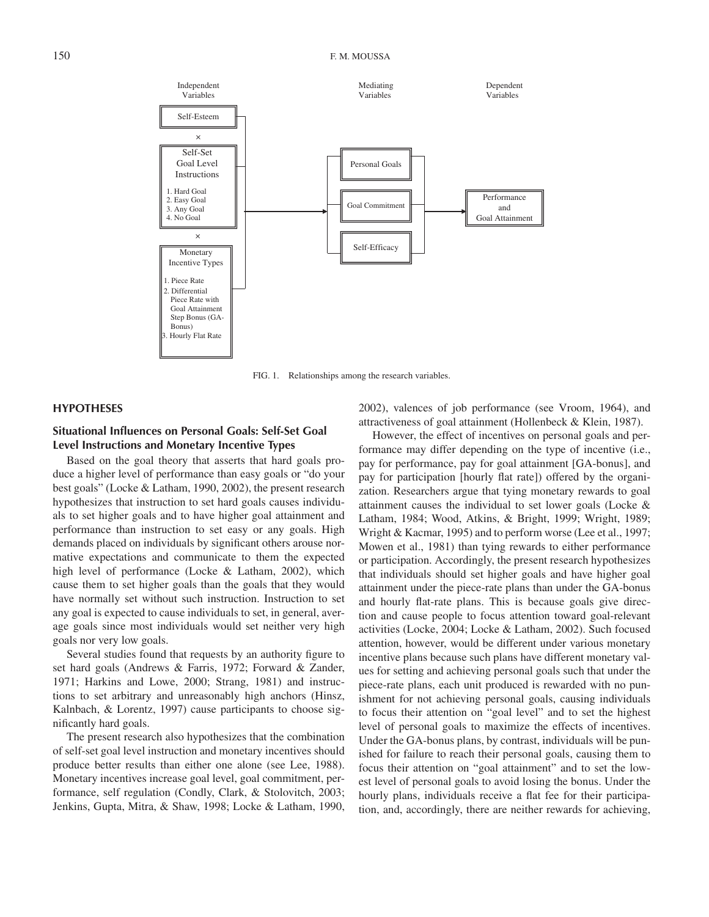FIG. 1. Relationships among the research variables.

## HYPOTHESES

### Situational Influences on Personal Goals: Self-Set Goal Level Instructions and Monetary Incentive Types

Based on the goal theory that asserts that hard goals produce a higher level of performance than easy goals or "do your best goals" (Locke & Latham, 1990, 2002), the present research hypothesizes that instruction to set hard goals causes individuals to set higher goals and to have higher goal attainment and performance than instruction to set easy or any goals. High demands placed on individuals by significant others arouse normative expectations and communicate to them the expected high level of performance (Locke & Latham, 2002), which cause them to set higher goals than the goals that they would have normally set without such instruction. Instruction to set any goal is expected to cause individuals to set, in general, average goals since most individuals would set neither very high goals nor very low goals.

Several studies found that requests by an authority figure to set hard goals (Andrews & Farris, 1972; Forward & Zander, 1971; Harkins and Lowe, 2000; Strang, 1981) and instructions to set arbitrary and unreasonably high anchors (Hinsz, Kalnbach, & Lorentz, 1997) cause participants to choose significantly hard goals.

The present research also hypothesizes that the combination of self-set goal level instruction and monetary incentives should produce better results than either one alone (see Lee, 1988). Monetary incentives increase goal level, goal commitment, performance, self regulation (Condly, Clark, & Stolovitch, 2003; Jenkins, Gupta, Mitra, & Shaw, 1998; Locke & Latham, 1990, 2002), valences of job performance (see Vroom, 1964), and attractiveness of goal attainment (Hollenbeck & Klein, 1987).

However, the effect of incentives on personal goals and performance may differ depending on the type of incentive (i.e., pay for performance, pay for goal attainment [GA-bonus], and pay for participation [hourly flat rate]) offered by the organization. Researchers argue that tying monetary rewards to goal attainment causes the individual to set lower goals (Locke & Latham, 1984; Wood, Atkins, & Bright, 1999; Wright, 1989; Wright & Kacmar, 1995) and to perform worse (Lee et al., 1997; Mowen et al., 1981) than tying rewards to either performance or participation. Accordingly, the present research hypothesizes that individuals should set higher goals and have higher goal attainment under the piece-rate plans than under the GA-bonus and hourly flat-rate plans. This is because goals give direction and cause people to focus attention toward goal-relevant activities (Locke, 2004; Locke & Latham, 2002). Such focused attention, however, would be different under various monetary incentive plans because such plans have different monetary values for setting and achieving personal goals such that under the piece-rate plans, each unit produced is rewarded with no punishment for not achieving personal goals, causing individuals to focus their attention on "goal level" and to set the highest level of personal goals to maximize the effects of incentives. Under the GA-bonus plans, by contrast, individuals will be punished for failure to reach their personal goals, causing them to focus their attention on "goal attainment" and to set the lowest level of personal goals to avoid losing the bonus. Under the hourly plans, individuals receive a flat fee for their participation, and, accordingly, there are neither rewards for achieving,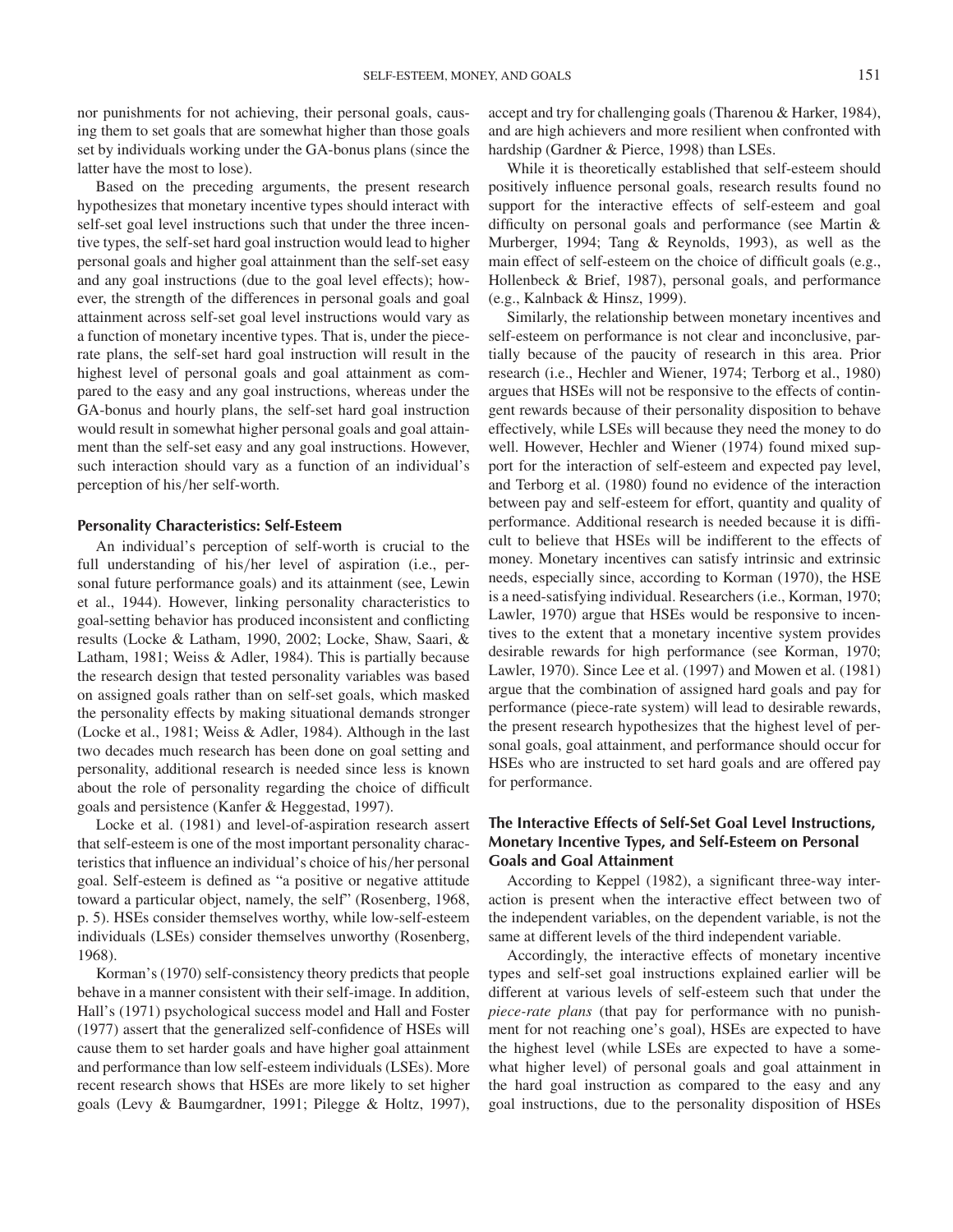nor punishments for not achieving, their personal goals, causing them to set goals that are somewhat higher than those goals set by individuals working under the GA-bonus plans (since the latter have the most to lose).

Based on the preceding arguments, the present research hypothesizes that monetary incentive types should interact with self-set goal level instructions such that under the three incentive types, the self-set hard goal instruction would lead to higher personal goals and higher goal attainment than the self-set easy and any goal instructions (due to the goal level effects); however, the strength of the differences in personal goals and goal attainment across self-set goal level instructions would vary as a function of monetary incentive types. That is, under the piece-rate plans, the self-set hard goal instruction will result in the highest level of personal goals and goal attainment as compared to the easy and any goal instructions, whereas under the GA-bonus and hourly plans, the self-set hard goal instruction would result in somewhat higher personal goals and goal attainment than the self-set easy and any goal instructions. However, such interaction should vary as a function of an individual's perception of his/her self-worth.

### Personality Characteristics: Self-Esteem

An individual's perception of self-worth is crucial to the full understanding of his/her level of aspiration (i.e., personal future performance goals) and its attainment (see, Lewin et al., 1944). However, linking personality characteristics to goal-setting behavior has produced inconsistent and conflicting results (Locke & Latham, 1990, 2002; Locke, Shaw, Saari, & Latham, 1981; Weiss & Adler, 1984). This is partially because the research design that tested personality variables was based on assigned goals rather than on self-set goals, which masked the personality effects by making situational demands stronger (Locke et al., 1981; Weiss & Adler, 1984). Although in the last two decades much research has been done on goal setting and personality, additional research is needed since less is known about the role of personality regarding the choice of difficult goals and persistence (Kanfer & Heggestad, 1997).

Locke et al. (1981) and level-of-aspiration research assert that self-esteem is one of the most important personality characteristics that influence an individual's choice of his/her personal goal. Self-esteem is defined as "a positive or negative attitude toward a particular object, namely, the self" (Rosenberg, 1968, p. 5). HSEs consider themselves worthy, while low-self-esteem individuals (LSEs) consider themselves unworthy (Rosenberg, 1968).

Korman's (1970) self-consistency theory predicts that people behave in a manner consistent with their self-image. In addition, Hall's (1971) psychological success model and Hall and Foster (1977) assert that the generalized self-confidence of HSEs will cause them to set harder goals and have higher goal attainment and performance than low self-esteem individuals (LSEs). More recent research shows that HSEs are more likely to set higher goals (Levy & Baumgardner, 1991; Pilegge & Holtz, 1997), accept and try for challenging goals (Tharenou & Harker, 1984), and are high achievers and more resilient when confronted with hardship (Gardner & Pierce, 1998) than LSEs.

While it is theoretically established that self-esteem should positively influence personal goals, research results found no support for the interactive effects of self-esteem and goal difficulty on personal goals and performance (see Martin & Murberger, 1994; Tang & Reynolds, 1993), as well as the main effect of self-esteem on the choice of difficult goals (e.g., Hollenbeck & Brief, 1987), personal goals, and performance (e.g., Kalnback & Hinsz, 1999).

Similarly, the relationship between monetary incentives and self-esteem on performance is not clear and inconclusive, partially because of the paucity of research in this area. Prior research (i.e., Hechler and Wiener, 1974; Terborg et al., 1980) argues that HSEs will not be responsive to the effects of contingent rewards because of their personality disposition to behave effectively, while LSEs will because they need the money to do well. However, Hechler and Wiener (1974) found mixed support for the interaction of self-esteem and expected pay level, and Terborg et al. (1980) found no evidence of the interaction between pay and self-esteem for effort, quantity and quality of performance. Additional research is needed because it is difficult to believe that HSEs will be indifferent to the effects of money. Monetary incentives can satisfy intrinsic and extrinsic needs, especially since, according to Korman (1970), the HSE is a need-satisfying individual. Researchers (i.e., Korman, 1970; Lawler, 1970) argue that HSEs would be responsive to incentives to the extent that a monetary incentive system provides desirable rewards for high performance (see Korman, 1970; Lawler, 1970). Since Lee et al. (1997) and Mowen et al. (1981) argue that the combination of assigned hard goals and pay for performance (piece-rate system) will lead to desirable rewards, the present research hypothesizes that the highest level of personal goals, goal attainment, and performance should occur for HSEs who are instructed to set hard goals and are offered pay for performance.

### The Interactive Effects of Self-Set Goal Level Instructions, Monetary Incentive Types, and Self-Esteem on Personal Goals and Goal Attainment

According to Keppel (1982), a significant three-way interaction is present when the interactive effect between two of the independent variables, on the dependent variable, is not the same at different levels of the third independent variable.

Accordingly, the interactive effects of monetary incentive types and self-set goal instructions explained earlier will be different at various levels of self-esteem such that under the *piece-rate plans* (that pay for performance with no punishment for not reaching one's goal), HSEs are expected to have the highest level (while LSEs are expected to have a somewhat higher level) of personal goals and goal attainment in the hard goal instruction as compared to the easy and any goal instructions, due to the personality disposition of HSEs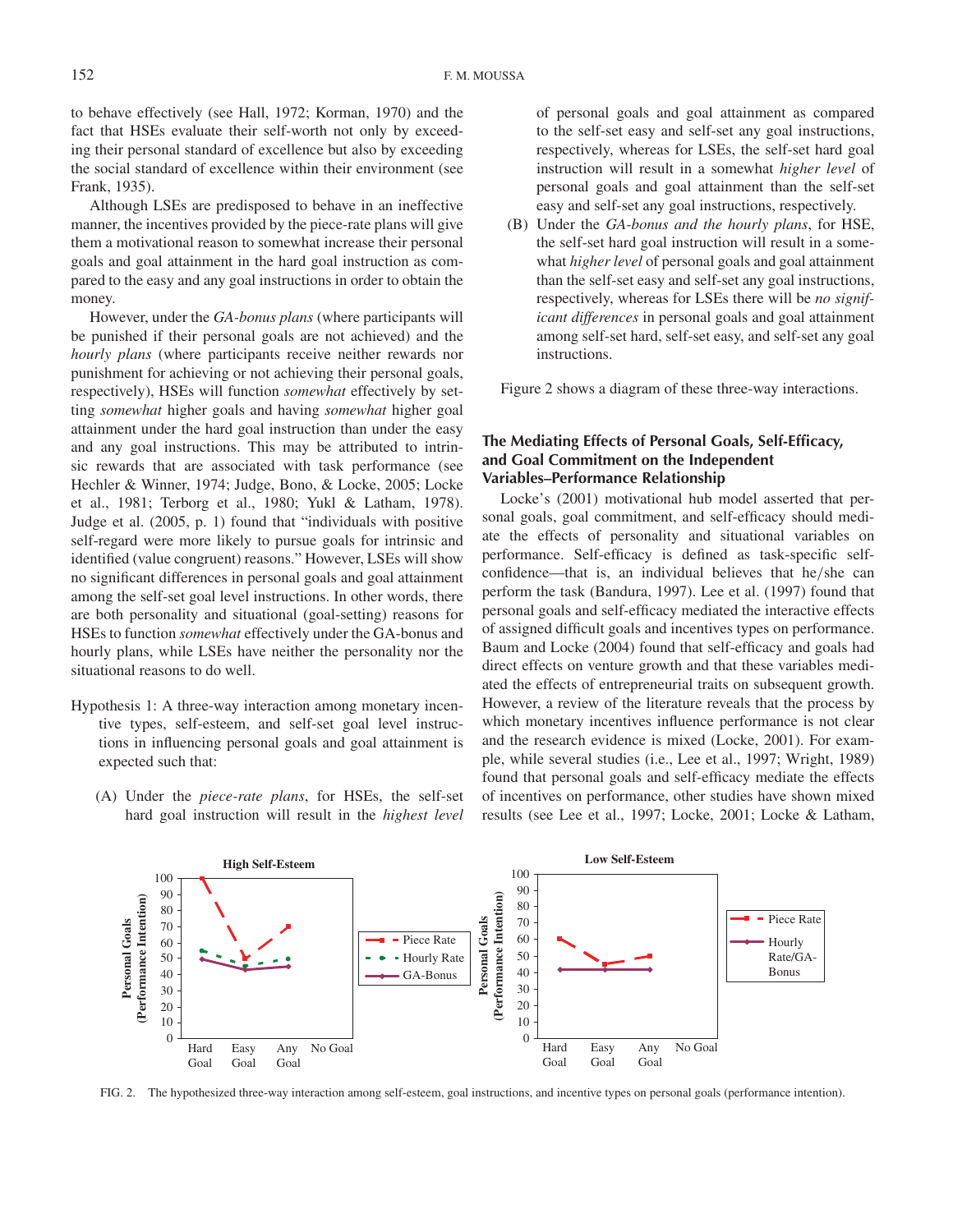to behave effectively (see Hall, 1972; Korman, 1970) and the fact that HSEs evaluate their self-worth not only by exceeding their personal standard of excellence but also by exceeding the social standard of excellence within their environment (see Frank, 1935).

Although LSEs are predisposed to behave in an ineffective manner, the incentives provided by the piece-rate plans will give them a motivational reason to somewhat increase their personal goals and goal attainment in the hard goal instruction as compared to the easy and any goal instructions in order to obtain the money.

However, under the *GA-bonus plans* (where participants will be punished if their personal goals are not achieved) and the *hourly plans* (where participants receive neither rewards nor punishment for achieving or not achieving their personal goals, respectively), HSEs will function *somewhat* effectively by setting *somewhat* higher goals and having *somewhat* higher goal attainment under the hard goal instruction than under the easy and any goal instructions. This may be attributed to intrinsic rewards that are associated with task performance (see Hechler & Winner, 1974; Judge, Bono, & Locke, 2005; Locke et al., 1981; Terborg et al., 1980; Yukl & Latham, 1978). Judge et al. (2005, p. 1) found that "individuals with positive self-regard were more likely to pursue goals for intrinsic and identified (value congruent) reasons." However, LSEs will show no significant differences in personal goals and goal attainment among the self-set goal level instructions. In other words, there are both personality and situational (goal-setting) reasons for HSEs to function *somewhat* effectively under the GA-bonus and hourly plans, while LSEs have neither the personality nor the situational reasons to do well.

Hypothesis 1: A three-way interaction among monetary incentive types, self-esteem, and self-set goal level instructions in influencing personal goals and goal attainment is expected such that:

(A) Under the *piece-rate plans*, for HSEs, the self-set hard goal instruction will result in the *highest level* of personal goals and goal attainment as compared to the self-set easy and self-set any goal instructions, respectively, whereas for LSEs, the self-set hard goal instruction will result in a somewhat *higher level* of personal goals and goal attainment than the self-set easy and self-set any goal instructions, respectively.

(B) Under the *GA-bonus and the hourly plans*, for HSE, the self-set hard goal instruction will result in a somewhat *higher level* of personal goals and goal attainment than the self-set easy and self-set any goal instructions, respectively, whereas for LSEs there will be *no significant differences* in personal goals and goal attainment among self-set hard, self-set easy, and self-set any goal instructions.

Figure 2 shows a diagram of these three-way interactions.

### The Mediating Effects of Personal Goals, Self-Efficacy, and Goal Commitment on the Independent Variables–Performance Relationship

Locke's (2001) motivational hub model asserted that personal goals, goal commitment, and self-efficacy should mediate the effects of personality and situational variables on performance. Self-efficacy is defined as task-specific self-confidence—that is, an individual believes that he/she can perform the task (Bandura, 1997). Lee et al. (1997) found that personal goals and self-efficacy mediated the interactive effects of assigned difficult goals and incentives types on performance. Baum and Locke (2004) found that self-efficacy and goals had direct effects on venture growth and that these variables mediated the effects of entrepreneurial traits on subsequent growth. However, a review of the literature reveals that the process by which monetary incentives influence performance is not clear and the research evidence is mixed (Locke, 2001). For example, while several studies (i.e., Lee et al., 1997; Wright, 1989) found that personal goals and self-efficacy mediate the effects of incentives on performance, other studies have shown mixed results (see Lee et al., 1997; Locke, 2001; Locke & Latham,

High Self-Esteem

Personal Goals (Performance Intention)

100
90
80
70
60
50
40
30
20
10
0

Hard Goal
Easy Goal
Any Goal
No Goal

Piece Rate
Hourly Rate
GA-Bonus

Low Self-Esteem

Personal Goals (Performance Intention)

100
90
80
70
60
50
40
30
20
10
0

Hard Goal
Easy Goal
Any Goal
No Goal

Piece Rate
Hourly Rate/GA-Bonus

FIG. 2. The hypothesized three-way interaction among self-esteem, goal instructions, and incentive types on personal goals (performance intention).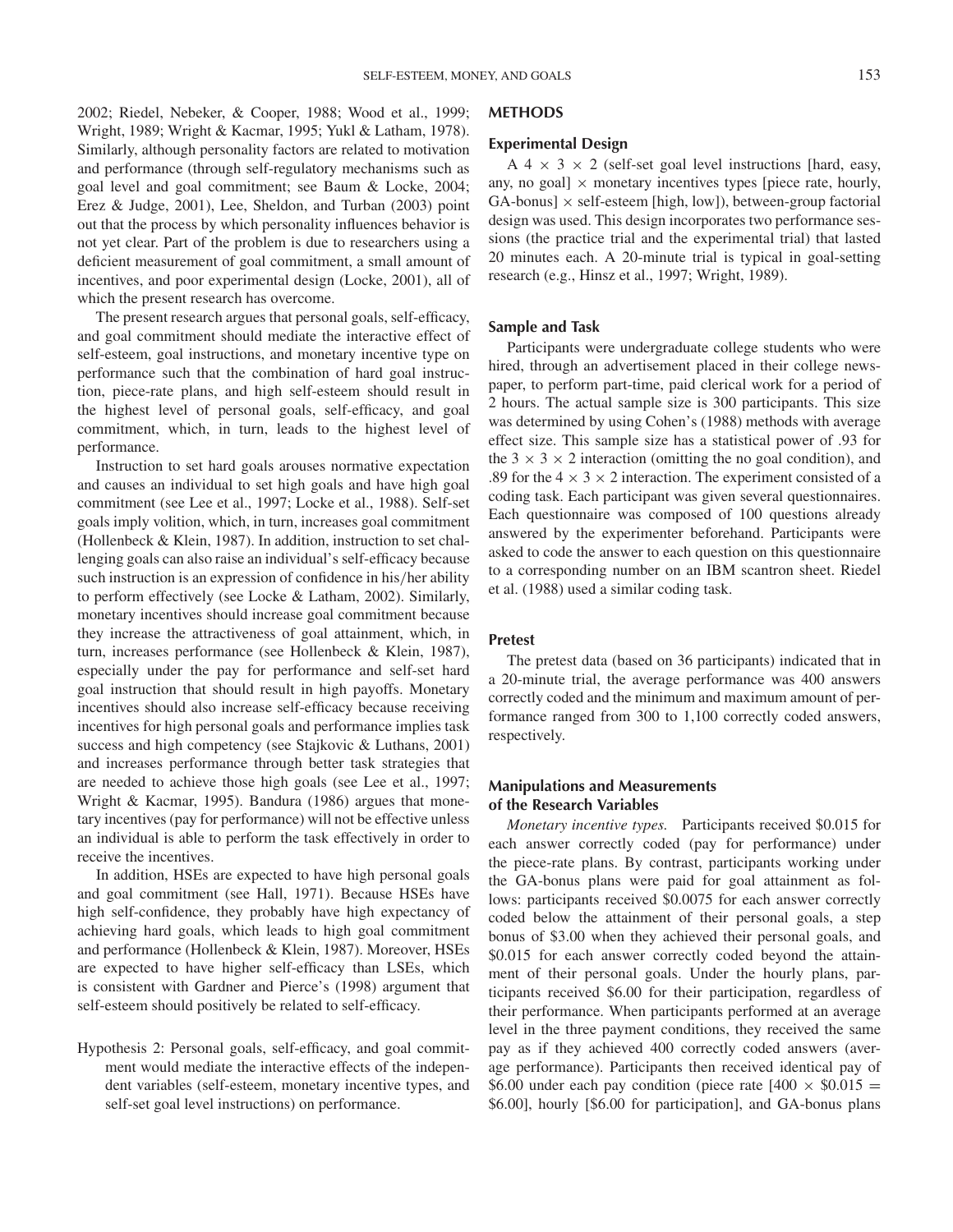2002; Riedel, Nebeker, & Cooper, 1988; Wood et al., 1999; Wright, 1989; Wright & Kacmar, 1995; Yukl & Latham, 1978). Similarly, although personality factors are related to motivation and performance (through self-regulatory mechanisms such as goal level and goal commitment; see Baum & Locke, 2004; Erez & Judge, 2001), Lee, Sheldon, and Turban (2003) point out that the process by which personality influences behavior is not yet clear. Part of the problem is due to researchers using a deficient measurement of goal commitment, a small amount of incentives, and poor experimental design (Locke, 2001), all of which the present research has overcome.

The present research argues that personal goals, self-efficacy, and goal commitment should mediate the interactive effect of self-esteem, goal instructions, and monetary incentive type on performance such that the combination of hard goal instruction, piece-rate plans, and high self-esteem should result in the highest level of personal goals, self-efficacy, and goal commitment, which, in turn, leads to the highest level of performance.

Instruction to set hard goals arouses normative expectation and causes an individual to set high goals and have high goal commitment (see Lee et al., 1997; Locke et al., 1988). Self-set goals imply volition, which, in turn, increases goal commitment (Hollenbeck & Klein, 1987). In addition, instruction to set challenging goals can also raise an individual's self-efficacy because such instruction is an expression of confidence in his/her ability to perform effectively (see Locke & Latham, 2002). Similarly, monetary incentives should increase goal commitment because they increase the attractiveness of goal attainment, which, in turn, increases performance (see Hollenbeck & Klein, 1987), especially under the pay for performance and self-set hard goal instruction that should result in high payoffs. Monetary incentives should also increase self-efficacy because receiving incentives for high personal goals and performance implies task success and high competency (see Stajkovic & Luthans, 2001) and increases performance through better task strategies that are needed to achieve those high goals (see Lee et al., 1997; Wright & Kacmar, 1995). Bandura (1986) argues that monetary incentives (pay for performance) will not be effective unless an individual is able to perform the task effectively in order to receive the incentives.

In addition, HSEs are expected to have high personal goals and goal commitment (see Hall, 1971). Because HSEs have high self-confidence, they probably have high expectancy of achieving hard goals, which leads to high goal commitment and performance (Hollenbeck & Klein, 1987). Moreover, HSEs are expected to have higher self-efficacy than LSEs, which is consistent with Gardner and Pierce's (1998) argument that self-esteem should positively be related to self-efficacy.

Hypothesis 2: Personal goals, self-efficacy, and goal commitment would mediate the interactive effects of the independent variables (self-esteem, monetary incentive types, and self-set goal level instructions) on performance.

## METHODS

### Experimental Design

A $4 \times 3 \times 2$ (self-set goal level instructions [hard, easy, any, no goal] $\times$ monetary incentives types [piece rate, hourly, GA-bonus] $\times$ self-esteem [high, low]), between-group factorial design was used. This design incorporates two performance sessions (the practice trial and the experimental trial) that lasted 20 minutes each. A 20-minute trial is typical in goal-setting research (e.g., Hinsz et al., 1997; Wright, 1989).

### Sample and Task

Participants were undergraduate college students who were hired, through an advertisement placed in their college newspaper, to perform part-time, paid clerical work for a period of 2 hours. The actual sample size is 300 participants. This size was determined by using Cohen's (1988) methods with average effect size. This sample size has a statistical power of .93 for the $3 \times 3 \times 2$ interaction (omitting the no goal condition), and .89 for the $4 \times 3 \times 2$ interaction. The experiment consisted of a coding task. Each participant was given several questionnaires. Each questionnaire was composed of 100 questions already answered by the experimenter beforehand. Participants were asked to code the answer to each question on this questionnaire to a corresponding number on an IBM scantron sheet. Riedel et al. (1988) used a similar coding task.

### Pretest

The pretest data (based on 36 participants) indicated that in a 20-minute trial, the average performance was 400 answers correctly coded and the minimum and maximum amount of performance ranged from 300 to 1,100 correctly coded answers, respectively.

### Manipulations and Measurements of the Research Variables

*Monetary incentive types.* Participants received \$0.015 for each answer correctly coded (pay for performance) under the piece-rate plans. By contrast, participants working under the GA-bonus plans were paid for goal attainment as follows: participants received \$0.0075 for each answer correctly coded below the attainment of their personal goals, a step bonus of \$3.00 when they achieved their personal goals, and \$0.015 for each answer correctly coded beyond the attainment of their personal goals. Under the hourly plans, participants received \$6.00 for their participation, regardless of their performance. When participants performed at an average level in the three payment conditions, they received the same pay as if they achieved 400 correctly coded answers (average performance). Participants then received identical pay of \$6.00 under each pay condition (piece rate [$400 \times \$0.015 = \$6.00$], hourly [\$6.00 for participation], and GA-bonus plans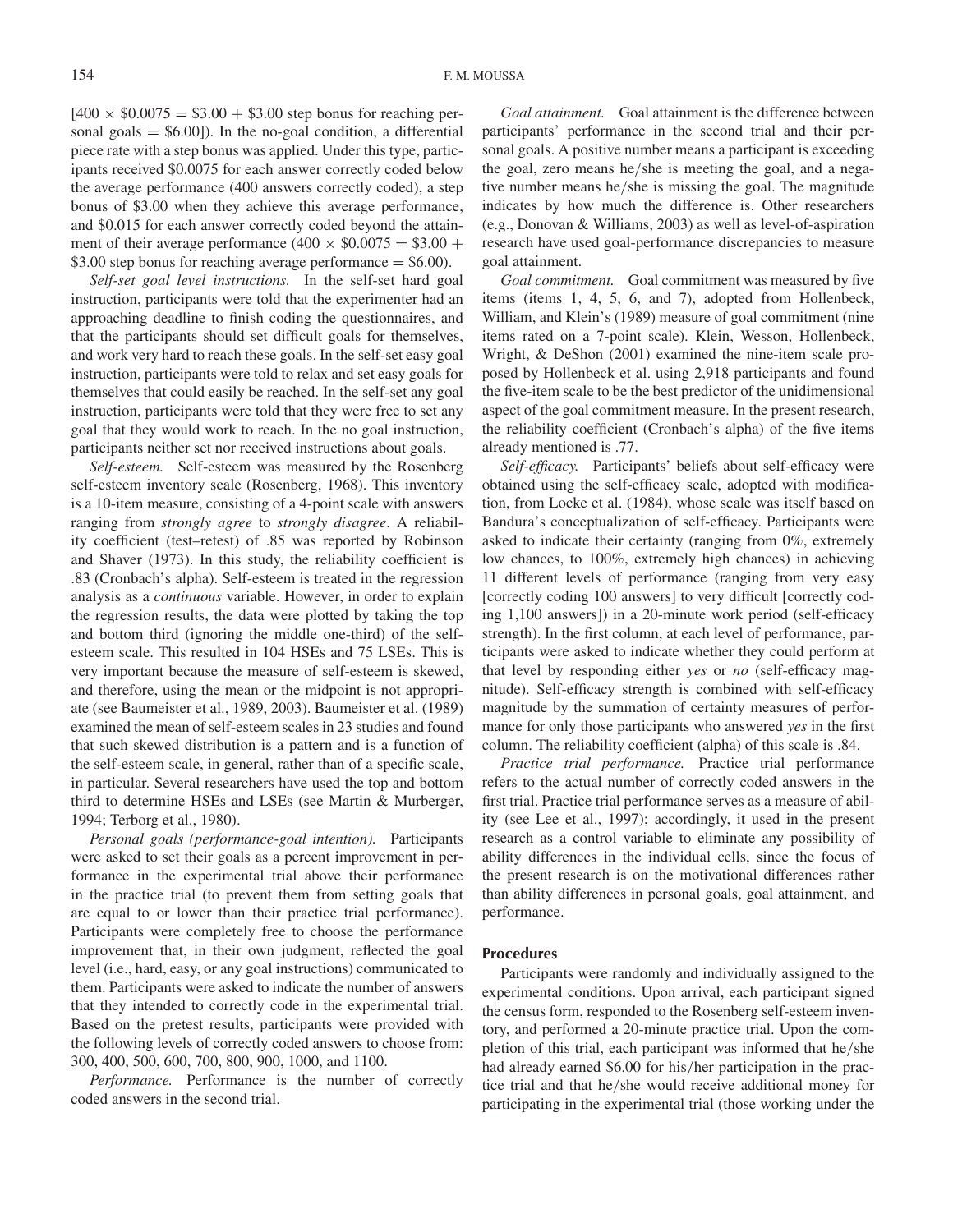[$400 \times \$0.0075 = \$3.00 + \$3.00$ step bonus for reaching personal goals $= \$6.00$]). In the no-goal condition, a differential piece rate with a step bonus was applied. Under this type, participants received \$0.0075 for each answer correctly coded below the average performance (400 answers correctly coded), a step bonus of \$3.00 when they achieve this average performance, and \$0.015 for each answer correctly coded beyond the attainment of their average performance ($400 \times \$0.0075 = \$3.00 + \$3.00$ step bonus for reaching average performance $= \$6.00$).

*Self-set goal level instructions.* In the self-set hard goal instruction, participants were told that the experimenter had an approaching deadline to finish coding the questionnaires, and that the participants should set difficult goals for themselves, and work very hard to reach these goals. In the self-set easy goal instruction, participants were told to relax and set easy goals for themselves that could easily be reached. In the self-set any goal instruction, participants were told that they were free to set any goal that they would work to reach. In the no goal instruction, participants neither set nor received instructions about goals.

*Self-esteem.* Self-esteem was measured by the Rosenberg self-esteem inventory scale (Rosenberg, 1968). This inventory is a 10-item measure, consisting of a 4-point scale with answers ranging from *strongly agree* to *strongly disagree*. A reliability coefficient (test–retest) of .85 was reported by Robinson and Shaver (1973). In this study, the reliability coefficient is .83 (Cronbach's alpha). Self-esteem is treated in the regression analysis as a *continuous* variable. However, in order to explain the regression results, the data were plotted by taking the top and bottom third (ignoring the middle one-third) of the self-esteem scale. This resulted in 104 HSEs and 75 LSEs. This is very important because the measure of self-esteem is skewed, and therefore, using the mean or the midpoint is not appropriate (see Baumeister et al., 1989, 2003). Baumeister et al. (1989) examined the mean of self-esteem scales in 23 studies and found that such skewed distribution is a pattern and is a function of the self-esteem scale, in general, rather than of a specific scale, in particular. Several researchers have used the top and bottom third to determine HSEs and LSEs (see Martin & Murberger, 1994; Terborg et al., 1980).

*Personal goals (performance-goal intention).* Participants were asked to set their goals as a percent improvement in performance in the experimental trial above their performance in the practice trial (to prevent them from setting goals that are equal to or lower than their practice trial performance). Participants were completely free to choose the performance improvement that, in their own judgment, reflected the goal level (i.e., hard, easy, or any goal instructions) communicated to them. Participants were asked to indicate the number of answers that they intended to correctly code in the experimental trial. Based on the pretest results, participants were provided with the following levels of correctly coded answers to choose from: 300, 400, 500, 600, 700, 800, 900, 1000, and 1100.

*Performance.* Performance is the number of correctly coded answers in the second trial.

*Goal attainment.* Goal attainment is the difference between participants' performance in the second trial and their personal goals. A positive number means a participant is exceeding the goal, zero means he/she is meeting the goal, and a negative number means he/she is missing the goal. The magnitude indicates by how much the difference is. Other researchers (e.g., Donovan & Williams, 2003) as well as level-of-aspiration research have used goal-performance discrepancies to measure goal attainment.

*Goal commitment.* Goal commitment was measured by five items (items 1, 4, 5, 6, and 7), adopted from Hollenbeck, William, and Klein's (1989) measure of goal commitment (nine items rated on a 7-point scale). Klein, Wesson, Hollenbeck, Wright, & DeShon (2001) examined the nine-item scale proposed by Hollenbeck et al. using 2,918 participants and found the five-item scale to be the best predictor of the unidimensional aspect of the goal commitment measure. In the present research, the reliability coefficient (Cronbach's alpha) of the five items already mentioned is .77.

*Self-efficacy.* Participants' beliefs about self-efficacy were obtained using the self-efficacy scale, adopted with modification, from Locke et al. (1984), whose scale was itself based on Bandura's conceptualization of self-efficacy. Participants were asked to indicate their certainty (ranging from 0%, extremely low chances, to 100%, extremely high chances) in achieving 11 different levels of performance (ranging from very easy [correctly coding 100 answers] to very difficult [correctly coding 1,100 answers]) in a 20-minute work period (self-efficacy strength). In the first column, at each level of performance, participants were asked to indicate whether they could perform at that level by responding either *yes* or *no* (self-efficacy magnitude). Self-efficacy strength is combined with self-efficacy magnitude by the summation of certainty measures of performance for only those participants who answered *yes* in the first column. The reliability coefficient (alpha) of this scale is .84.

*Practice trial performance.* Practice trial performance refers to the actual number of correctly coded answers in the first trial. Practice trial performance serves as a measure of ability (see Lee et al., 1997); accordingly, it used in the present research as a control variable to eliminate any possibility of ability differences in the individual cells, since the focus of the present research is on the motivational differences rather than ability differences in personal goals, goal attainment, and performance.

### Procedures

Participants were randomly and individually assigned to the experimental conditions. Upon arrival, each participant signed the census form, responded to the Rosenberg self-esteem inventory, and performed a 20-minute practice trial. Upon the completion of this trial, each participant was informed that he/she had already earned \$6.00 for his/her participation in the practice trial and that he/she would receive additional money for participating in the experimental trial (those working under the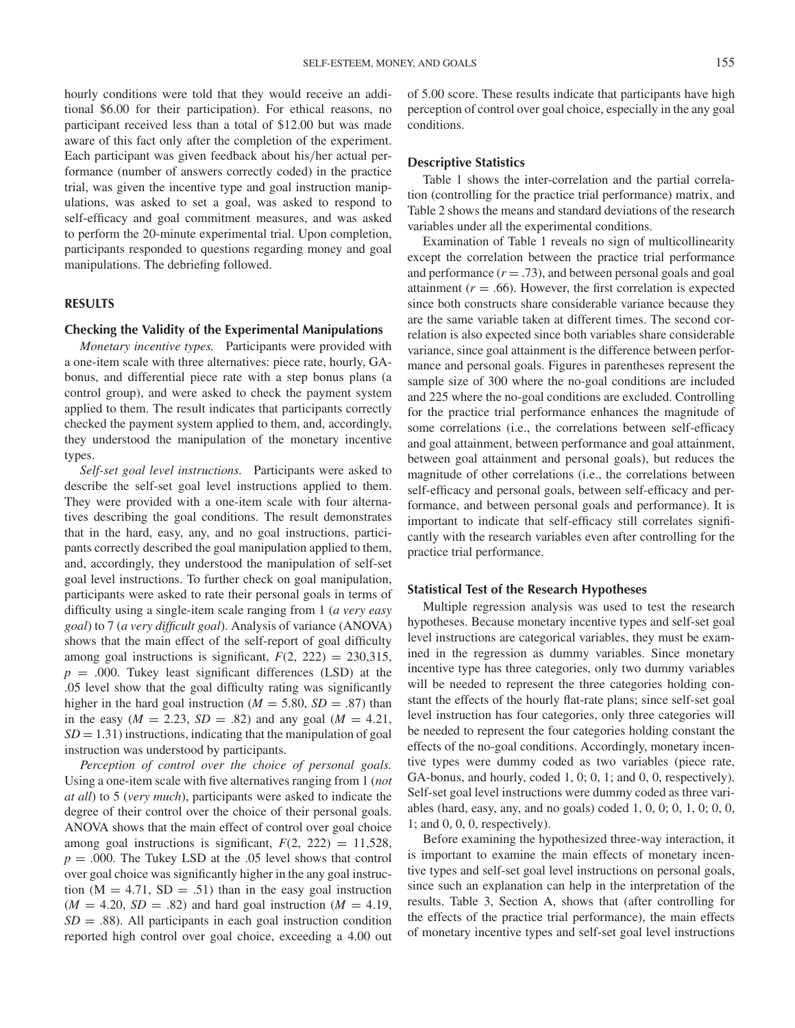hourly conditions were told that they would receive an additional $6.00 for their participation). For ethical reasons, no participant received less than a total of $12.00 but was made aware of this fact only after the completion of the experiment. Each participant was given feedback about his/her actual performance (number of answers correctly coded) in the practice trial, was given the incentive type and goal instruction manipulations, was asked to set a goal, was asked to respond to self-efficacy and goal commitment measures, and was asked to perform the 20-minute experimental trial. Upon completion, participants responded to questions regarding money and goal manipulations. The debriefing followed.

## RESULTS

### Checking the Validity of the Experimental Manipulations

*Monetary incentive types.* Participants were provided with a one-item scale with three alternatives: piece rate, hourly, GA-bonus, and differential piece rate with a step bonus plans (a control group), and were asked to check the payment system applied to them. The result indicates that participants correctly checked the payment system applied to them, and, accordingly, they understood the manipulation of the monetary incentive types.

*Self-set goal level instructions.* Participants were asked to describe the self-set goal level instructions applied to them. They were provided with a one-item scale with four alternatives describing the goal conditions. The result demonstrates that in the hard, easy, any, and no goal instructions, participants correctly described the goal manipulation applied to them, and, accordingly, they understood the manipulation of self-set goal level instructions. To further check on goal manipulation, participants were asked to rate their personal goals in terms of difficulty using a single-item scale ranging from 1 (*a very easy goal*) to 7 (*a very difficult goal*). Analysis of variance (ANOVA) shows that the main effect of the self-report of goal difficulty among goal instructions is significant, $F(2, 222) = 230{,}315$, $p = .000$. Tukey least significant differences (LSD) at the .05 level show that the goal difficulty rating was significantly higher in the hard goal instruction ($M = 5.80$, $SD = .87$) than in the easy ($M = 2.23$, $SD = .82$) and any goal ($M = 4.21$, $SD = 1.31$) instructions, indicating that the manipulation of goal instruction was understood by participants.

*Perception of control over the choice of personal goals.* Using a one-item scale with five alternatives ranging from 1 (*not at all*) to 5 (*very much*), participants were asked to indicate the degree of their control over the choice of their personal goals. ANOVA shows that the main effect of control over goal choice among goal instructions is significant, $F(2, 222) = 11{,}528$, $p = .000$. The Tukey LSD at the .05 level shows that control over goal choice was significantly higher in the any goal instruction ($M = 4.71$, $SD = .51$) than in the easy goal instruction ($M = 4.20$, $SD = .82$) and hard goal instruction ($M = 4.19$, $SD = .88$). All participants in each goal instruction condition reported high control over goal choice, exceeding a 4.00 out of 5.00 score. These results indicate that participants have high perception of control over goal choice, especially in the any goal conditions.

### Descriptive Statistics

Table 1 shows the inter-correlation and the partial correlation (controlling for the practice trial performance) matrix, and Table 2 shows the means and standard deviations of the research variables under all the experimental conditions.

Examination of Table 1 reveals no sign of multicollinearity except the correlation between the practice trial performance and performance ($r = .73$), and between personal goals and goal attainment ($r = .66$). However, the first correlation is expected since both constructs share considerable variance because they are the same variable taken at different times. The second correlation is also expected since both variables share considerable variance, since goal attainment is the difference between performance and personal goals. Figures in parentheses represent the sample size of 300 where the no-goal conditions are included and 225 where the no-goal conditions are excluded. Controlling for the practice trial performance enhances the magnitude of some correlations (i.e., the correlations between self-efficacy and goal attainment, between performance and goal attainment, between goal attainment and personal goals), but reduces the magnitude of other correlations (i.e., the correlations between self-efficacy and personal goals, between self-efficacy and performance, and between personal goals and performance). It is important to indicate that self-efficacy still correlates significantly with the research variables even after controlling for the practice trial performance.

### Statistical Test of the Research Hypotheses

Multiple regression analysis was used to test the research hypotheses. Because monetary incentive types and self-set goal level instructions are categorical variables, they must be examined in the regression as dummy variables. Since monetary incentive type has three categories, only two dummy variables will be needed to represent the three categories holding constant the effects of the hourly flat-rate plans; since self-set goal level instruction has four categories, only three categories will be needed to represent the four categories holding constant the effects of the no-goal conditions. Accordingly, monetary incentive types were dummy coded as two variables (piece rate, GA-bonus, and hourly, coded 1, 0; 0, 1; and 0, 0, respectively). Self-set goal level instructions were dummy coded as three variables (hard, easy, any, and no goals) coded 1, 0, 0; 0, 1, 0; 0, 0, 1; and 0, 0, 0, respectively).

Before examining the hypothesized three-way interaction, it is important to examine the main effects of monetary incentive types and self-set goal level instructions on personal goals, since such an explanation can help in the interpretation of the results. Table 3, Section A, shows that (after controlling for the effects of the practice trial performance), the main effects of monetary incentive types and self-set goal level instructions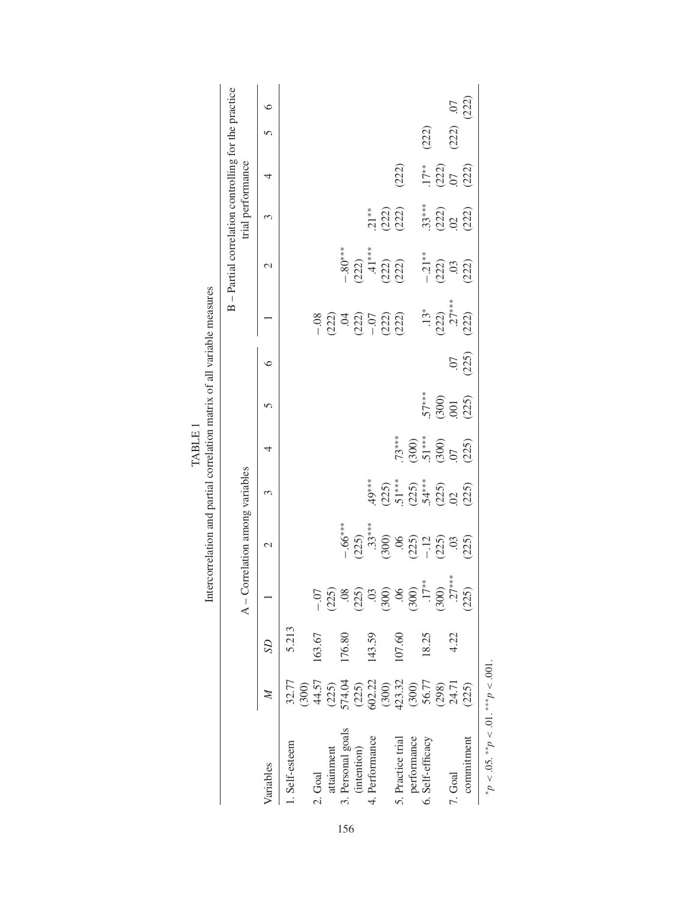TABLE 1

Intercorrelation and partial correlation matrix of all variable measures

| Variables | *M* | *SD* | A – Correlation among variables | | | | | | B – Partial correlation controlling for the practice trial performance | | | | | |
|---|---|---|---|---|---|---|---|---|---|---|---|---|---|---|
| | | | 1 | 2 | 3 | 4 | 5 | 6 | 1 | 2 | 3 | 4 | 5 | 6 |
| 1. Self-esteem | 32.77 (300) | 5.213 | | | | | | | | | | | | |
| 2. Goal attainment | 44.57 (225) | 163.67 | −.07 (225) | | | | | | −.08 (222) | | | | | |
| 3. Personal goals (intention) | 574.04 (225) | 176.80 | .08 (225) | −.66*** (225) | | | | | .04 (222) | −.80*** (222) | | | | |
| 4. Performance | 602.22 (300) | 143.59 | .03 (300) | .33*** (300) | .49*** (225) | | | | −.07 (222) | .41*** (222) | .21** (222) | | | |
| 5. Practice trial performance | 423.32 (300) | 107.60 | .06 (300) | .06 (225) | .51*** (225) | .73*** (300) | | | (222) | (222) | (222) | (222) | | |
| 6. Self-efficacy | 56.77 (298) | 18.25 | .17** (300) | −.12 (225) | .54*** (225) | .51*** (300) | .57*** (300) | | .13* (222) | −.21** (222) | .33*** (222) | .17** (222) | (222) | |
| 7. Goal commitment | 24.71 (225) | 4.22 | .27*** (225) | .03 (225) | .02 (225) | .07 (225) | .001 (225) | .07 (225) | .27*** (222) | .03 (222) | .02 (222) | .07 (222) | (222) | .07 (222) |

*$p < .05$. **$p < .01$. ***$p < .001$.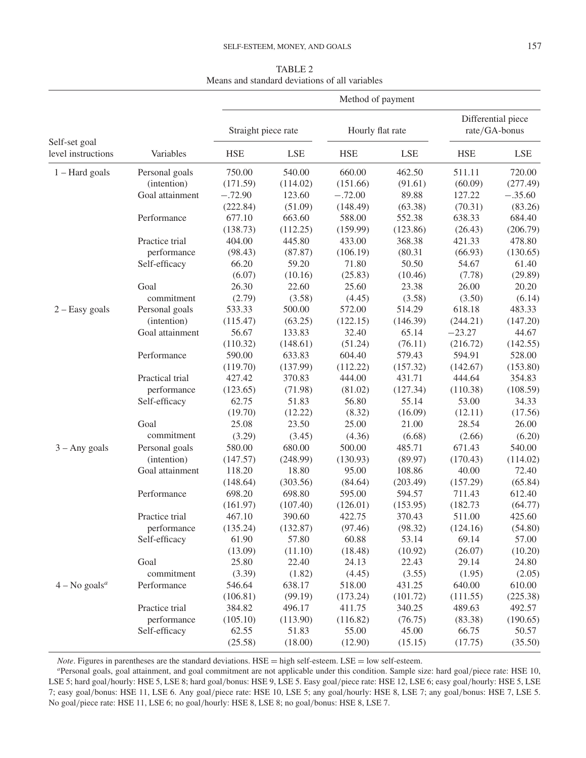TABLE 2
Means and standard deviations of all variables

| Self-set goal level instructions | Variables | Method of payment | | | | | |
|---|---|---|---|---|---|---|---|
| | | Straight piece rate | | Hourly flat rate | | Differential piece rate/GA-bonus | |
| | | HSE | LSE | HSE | LSE | HSE | LSE |
| 1 – Hard goals | Personal goals (intention) | 750.00 (171.59) | 540.00 (114.02) | 660.00 (151.66) | 462.50 (91.61) | 511.11 (60.09) | 720.00 (277.49) |
| | Goal attainment | −.72.90 (222.84) | 123.60 (51.09) | −.72.00 (148.49) | 89.88 (63.38) | 127.22 (70.31) | −.35.60 (83.26) |
| | Performance | 677.10 (138.73) | 663.60 (112.25) | 588.00 (159.99) | 552.38 (123.86) | 638.33 (26.43) | 684.40 (206.79) |
| | Practice trial performance | 404.00 (98.43) | 445.80 (87.87) | 433.00 (106.19) | 368.38 (80.31 | 421.33 (66.93) | 478.80 (130.65) |
| | Self-efficacy | 66.20 (6.07) | 59.20 (10.16) | 71.80 (25.83) | 50.50 (10.46) | 54.67 (7.78) | 61.40 (29.89) |
| | Goal commitment | 26.30 (2.79) | 22.60 (3.58) | 25.60 (4.45) | 23.38 (3.58) | 26.00 (3.50) | 20.20 (6.14) |
| 2 – Easy goals | Personal goals (intention) | 533.33 (115.47) | 500.00 (63.25) | 572.00 (122.15) | 514.29 (146.39) | 618.18 (244.21) | 483.33 (147.20) |
| | Goal attainment | 56.67 (110.32) | 133.83 (148.61) | 32.40 (51.24) | 65.14 (76.11) | −23.27 (216.72) | 44.67 (142.55) |
| | Performance | 590.00 (119.70) | 633.83 (137.99) | 604.40 (112.22) | 579.43 (157.32) | 594.91 (142.67) | 528.00 (153.80) |
| | Practical trial performance | 427.42 (123.65) | 370.83 (71.98) | 444.00 (81.02) | 431.71 (127.34) | 444.64 (110.38) | 354.83 (108.59) |
| | Self-efficacy | 62.75 (19.70) | 51.83 (12.22) | 56.80 (8.32) | 55.14 (16.09) | 53.00 (12.11) | 34.33 (17.56) |
| | Goal commitment | 25.08 (3.29) | 23.50 (3.45) | 25.00 (4.36) | 21.00 (6.68) | 28.54 (2.66) | 26.00 (6.20) |
| 3 – Any goals | Personal goals (intention) | 580.00 (147.57) | 680.00 (248.99) | 500.00 (130.93) | 485.71 (89.97) | 671.43 (170.43) | 540.00 (114.02) |
| | Goal attainment | 118.20 (148.64) | 18.80 (303.56) | 95.00 (84.64) | 108.86 (203.49) | 40.00 (157.29) | 72.40 (65.84) |
| | Performance | 698.20 (161.97) | 698.80 (107.40) | 595.00 (126.01) | 594.57 (153.95) | 711.43 (182.73 | 612.40 (64.77) |
| | Practice trial performance | 467.10 (135.24) | 390.60 (132.87) | 422.75 (97.46) | 370.43 (98.32) | 511.00 (124.16) | 425.60 (54.80) |
| | Self-efficacy | 61.90 (13.09) | 57.80 (11.10) | 60.88 (18.48) | 53.14 (10.92) | 69.14 (26.07) | 57.00 (10.20) |
| | Goal commitment | 25.80 (3.39) | 22.40 (1.82) | 24.13 (4.45) | 22.43 (3.55) | 29.14 (1.95) | 24.80 (2.05) |
| 4 – No goals[a] | Performance | 546.64 (106.81) | 638.17 (99.19) | 518.00 (173.24) | 431.25 (101.72) | 640.00 (111.55) | 610.00 (225.38) |
| | Practice trial performance | 384.82 (105.10) | 496.17 (113.90) | 411.75 (116.82) | 340.25 (76.75) | 489.63 (83.38) | 492.57 (190.65) |
| | Self-efficacy | 62.55 (25.58) | 51.83 (18.00) | 55.00 (12.90) | 45.00 (15.15) | 66.75 (17.75) | 50.57 (35.50) |

*Note*. Figures in parentheses are the standard deviations. HSE = high self-esteem. LSE = low self-esteem.

[a]Personal goals, goal attainment, and goal commitment are not applicable under this condition. Sample size: hard goal/piece rate: HSE 10, LSE 5; hard goal/hourly: HSE 5, LSE 8; hard goal/bonus: HSE 9, LSE 5. Easy goal/piece rate: HSE 12, LSE 6; easy goal/hourly: HSE 5, LSE 7; easy goal/bonus: HSE 11, LSE 6. Any goal/piece rate: HSE 10, LSE 5; any goal/hourly: HSE 8, LSE 7; any goal/bonus: HSE 7, LSE 5. No goal/piece rate: HSE 11, LSE 6; no goal/hourly: HSE 8, LSE 8; no goal/bonus: HSE 8, LSE 7.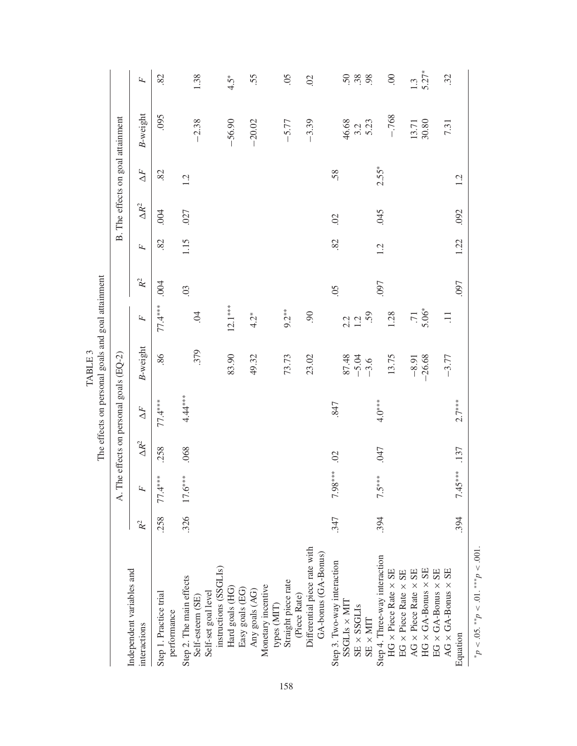TABLE 3

The effects on personal goals and goal attainment

| Independent variables and interactions | A. The effects on personal goals (EQ-2) | | | | | | B. The effects on goal attainment | | | | | |
|---|---|---|---|---|---|---|---|---|---|---|---|---|
| | $R^2$ | $F$ | $\Delta R^2$ | $\Delta F$ | $B$-weight | $F$ | $R^2$ | $F$ | $\Delta R^2$ | $\Delta F$ | $B$-weight | $F$ |
| Step 1. Practice trial performance | .258 | 77.4*** | .258 | 77.4*** | .86 | 77.4*** | .004 | .82 | .004 | .82 | .095 | .82 |
| Step 2. The main effects | .326 | 17.6*** | .068 | 4.44*** | | | .03 | 1.15 | .027 | 1.2 | | |
| Self-esteem (SE) | | | | | .379 | .04 | | | | | −2.38 | 1.38 |
| Self-set goal level instructions (SSGLIs) | | | | | | | | | | | | |
| Hard goals (HG) | | | | | 83.90 | 12.1*** | | | | | −56.90 | 4.5* |
| Easy goals (EG) | | | | | | | | | | | | |
| Any goals (AG) | | | | | 49.32 | 4.2* | | | | | −20.02 | .55 |
| Monetary incentive types (MIT) | | | | | | | | | | | | |
| Straight piece rate (Piece Rate) | | | | | 73.73 | 9.2** | | | | | −5.77 | .05 |
| Differential piece rate with GA-bonus (GA-Bonus) | | | | | 23.02 | .90 | | | | | −3.39 | .02 |
| Step 3. Two-way interaction | .347 | 7.98*** | .02 | .847 | | | .05 | .82 | .02 | .58 | | |
| SSGLIs × MIT | | | | | 87.48 | 2.2 | | | | | 46.68 | .50 |
| SE × SSGLIs | | | | | −5.04 | 1.2 | | | | | 3.2 | .38 |
| SE × MIT | | | | | −3.6 | .59 | | | | | 5.23 | .98 |
| Step 4. Three-way interaction | .394 | 7.5*** | .047 | 4.0*** | | | .097 | 1.2 | .045 | 2.55* | | |
| HG × Piece Rate × SE | | | | | 13.75 | 1.28 | | | | | −.768 | .00 |
| EG × Piece Rate × SE | | | | | | | | | | | | |
| AG × Piece Rate × SE | | | | | −8.91 | .71 | | | | | 13.71 | 1.3 |
| HG × GA-Bonus × SE | | | | | −26.68 | 5.06* | | | | | 30.80 | 5.27* |
| EG × GA-Bonus × SE | | | | | | | | | | | | |
| AG × GA-Bonus × SE | | | | | −3.77 | .11 | | | | | 7.31 | .32 |
| Equation | .394 | 7.45*** | .137 | 2.7*** | | | .097 | 1.22 | .092 | 1.2 | | |

*$p < .05$. **$p < .01$. ***$p < .001$.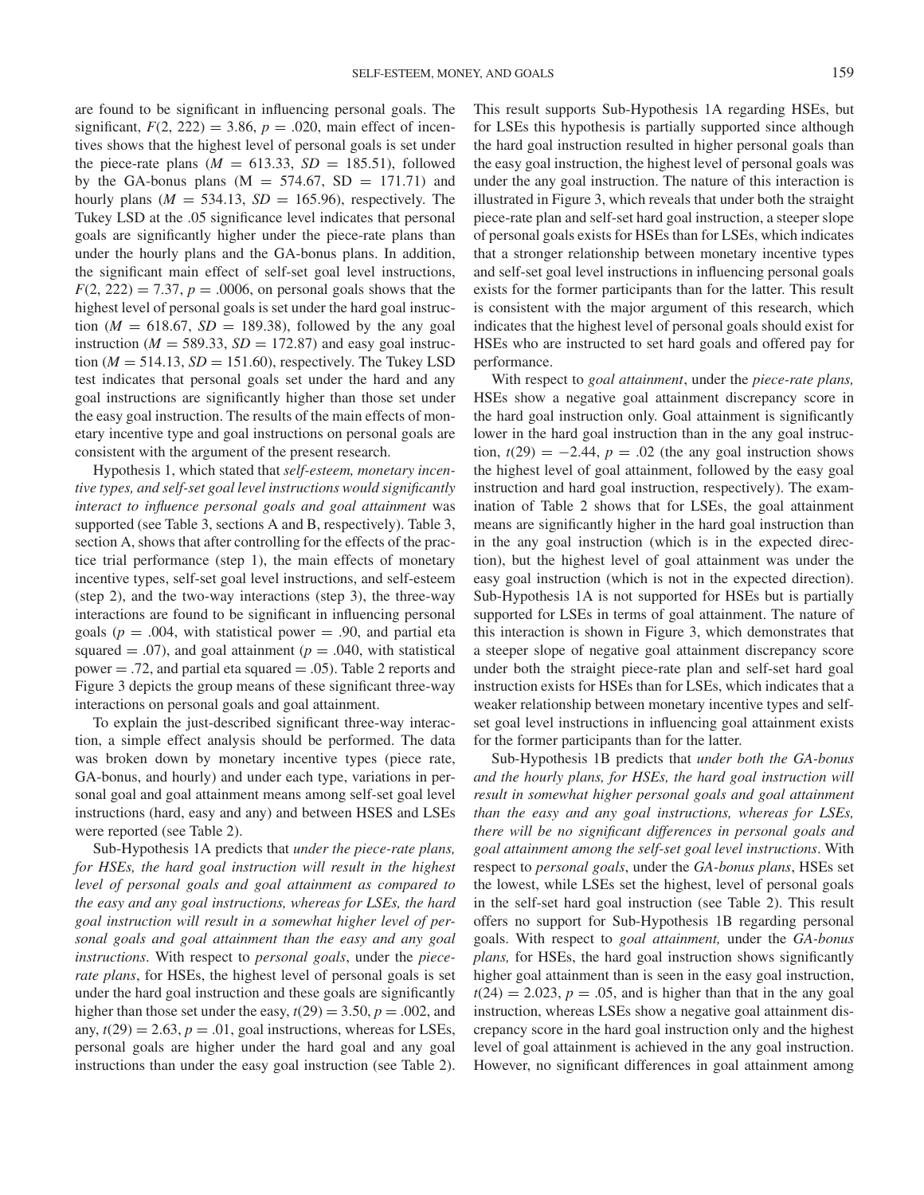are found to be significant in influencing personal goals. The significant, $F(2, 222) = 3.86$, $p = .020$, main effect of incentives shows that the highest level of personal goals is set under the piece-rate plans ($M = 613.33$, $SD = 185.51$), followed by the GA-bonus plans ($M = 574.67$, $SD = 171.71$) and hourly plans ($M = 534.13$, $SD = 165.96$), respectively. The Tukey LSD at the .05 significance level indicates that personal goals are significantly higher under the piece-rate plans than under the hourly plans and the GA-bonus plans. In addition, the significant main effect of self-set goal level instructions, $F(2, 222) = 7.37$, $p = .0006$, on personal goals shows that the highest level of personal goals is set under the hard goal instruction ($M = 618.67$, $SD = 189.38$), followed by the any goal instruction ($M = 589.33$, $SD = 172.87$) and easy goal instruction ($M = 514.13$, $SD = 151.60$), respectively. The Tukey LSD test indicates that personal goals set under the hard and any goal instructions are significantly higher than those set under the easy goal instruction. The results of the main effects of monetary incentive type and goal instructions on personal goals are consistent with the argument of the present research.

Hypothesis 1, which stated that *self-esteem, monetary incentive types, and self-set goal level instructions would significantly interact to influence personal goals and goal attainment* was supported (see Table 3, sections A and B, respectively). Table 3, section A, shows that after controlling for the effects of the practice trial performance (step 1), the main effects of monetary incentive types, self-set goal level instructions, and self-esteem (step 2), and the two-way interactions (step 3), the three-way interactions are found to be significant in influencing personal goals ($p = .004$, with statistical power $= .90$, and partial eta squared $= .07$), and goal attainment ($p = .040$, with statistical power $= .72$, and partial eta squared $= .05$). Table 2 reports and Figure 3 depicts the group means of these significant three-way interactions on personal goals and goal attainment.

To explain the just-described significant three-way interaction, a simple effect analysis should be performed. The data was broken down by monetary incentive types (piece rate, GA-bonus, and hourly) and under each type, variations in personal goal and goal attainment means among self-set goal level instructions (hard, easy and any) and between HSES and LSEs were reported (see Table 2).

Sub-Hypothesis 1A predicts that *under the piece-rate plans, for HSEs, the hard goal instruction will result in the highest level of personal goals and goal attainment as compared to the easy and any goal instructions, whereas for LSEs, the hard goal instruction will result in a somewhat higher level of personal goals and goal attainment than the easy and any goal instructions*. With respect to *personal goals*, under the *piece-rate plans*, for HSEs, the highest level of personal goals is set under the hard goal instruction and these goals are significantly higher than those set under the easy, $t(29) = 3.50$, $p = .002$, and any, $t(29) = 2.63$, $p = .01$, goal instructions, whereas for LSEs, personal goals are higher under the hard goal and any goal instructions than under the easy goal instruction (see Table 2). This result supports Sub-Hypothesis 1A regarding HSEs, but for LSEs this hypothesis is partially supported since although the hard goal instruction resulted in higher personal goals than the easy goal instruction, the highest level of personal goals was under the any goal instruction. The nature of this interaction is illustrated in Figure 3, which reveals that under both the straight piece-rate plan and self-set hard goal instruction, a steeper slope of personal goals exists for HSEs than for LSEs, which indicates that a stronger relationship between monetary incentive types and self-set goal level instructions in influencing personal goals exists for the former participants than for the latter. This result is consistent with the major argument of this research, which indicates that the highest level of personal goals should exist for HSEs who are instructed to set hard goals and offered pay for performance.

With respect to *goal attainment*, under the *piece-rate plans,* HSEs show a negative goal attainment discrepancy score in the hard goal instruction only. Goal attainment is significantly lower in the hard goal instruction than in the any goal instruction, $t(29) = -2.44$, $p = .02$ (the any goal instruction shows the highest level of goal attainment, followed by the easy goal instruction and hard goal instruction, respectively). The examination of Table 2 shows that for LSEs, the goal attainment means are significantly higher in the hard goal instruction than in the any goal instruction (which is in the expected direction), but the highest level of goal attainment was under the easy goal instruction (which is not in the expected direction). Sub-Hypothesis 1A is not supported for HSEs but is partially supported for LSEs in terms of goal attainment. The nature of this interaction is shown in Figure 3, which demonstrates that a steeper slope of negative goal attainment discrepancy score under both the straight piece-rate plan and self-set hard goal instruction exists for HSEs than for LSEs, which indicates that a weaker relationship between monetary incentive types and self-set goal level instructions in influencing goal attainment exists for the former participants than for the latter.

Sub-Hypothesis 1B predicts that *under both the GA-bonus and the hourly plans, for HSEs, the hard goal instruction will result in somewhat higher personal goals and goal attainment than the easy and any goal instructions, whereas for LSEs, there will be no significant differences in personal goals and goal attainment among the self-set goal level instructions*. With respect to *personal goals*, under the *GA-bonus plans*, HSEs set the lowest, while LSEs set the highest, level of personal goals in the self-set hard goal instruction (see Table 2). This result offers no support for Sub-Hypothesis 1B regarding personal goals. With respect to *goal attainment,* under the *GA-bonus plans,* for HSEs, the hard goal instruction shows significantly higher goal attainment than is seen in the easy goal instruction, $t(24) = 2.023$, $p = .05$, and is higher than that in the any goal instruction, whereas LSEs show a negative goal attainment discrepancy score in the hard goal instruction only and the highest level of goal attainment is achieved in the any goal instruction. However, no significant differences in goal attainment among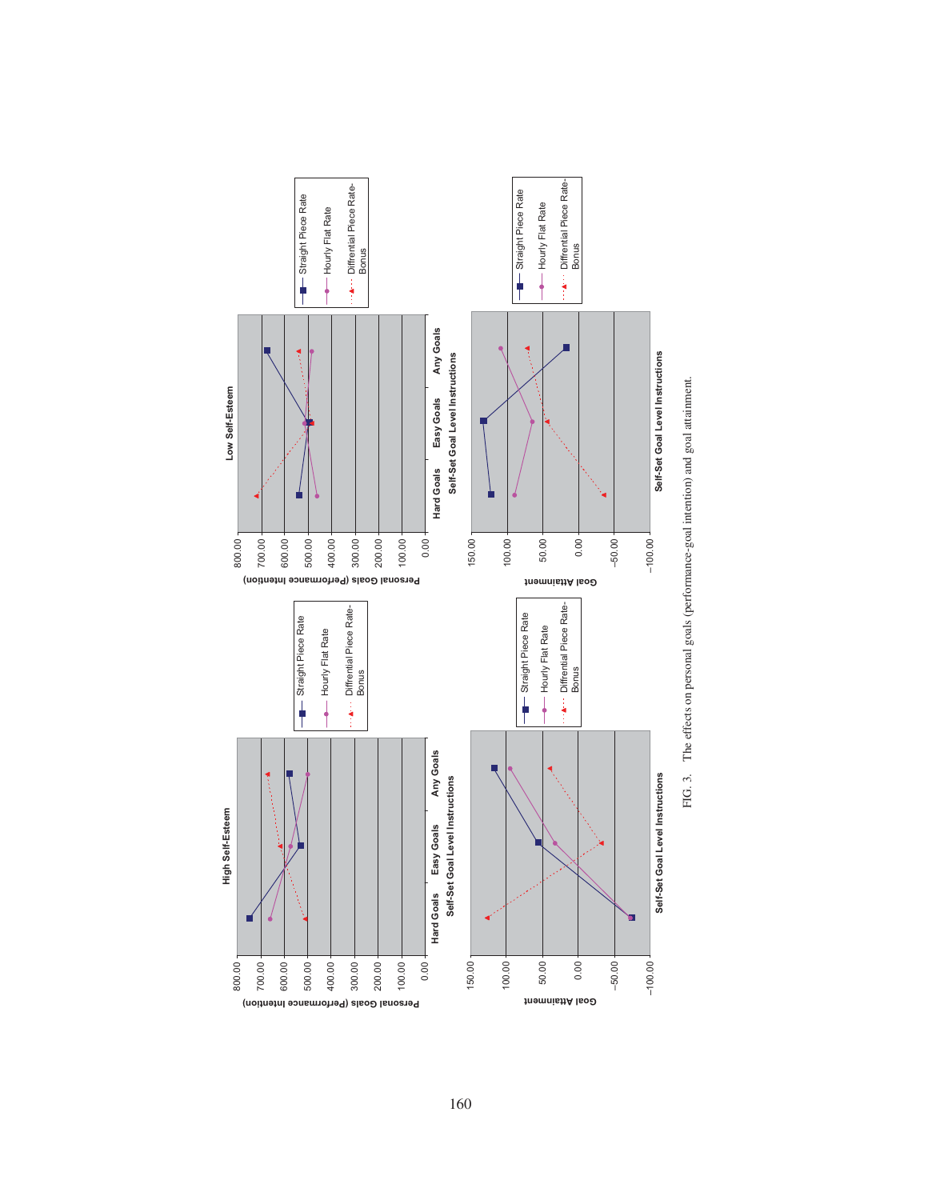FIG. 3. The effects on personal goals (performance-goal intention) and goal attainment.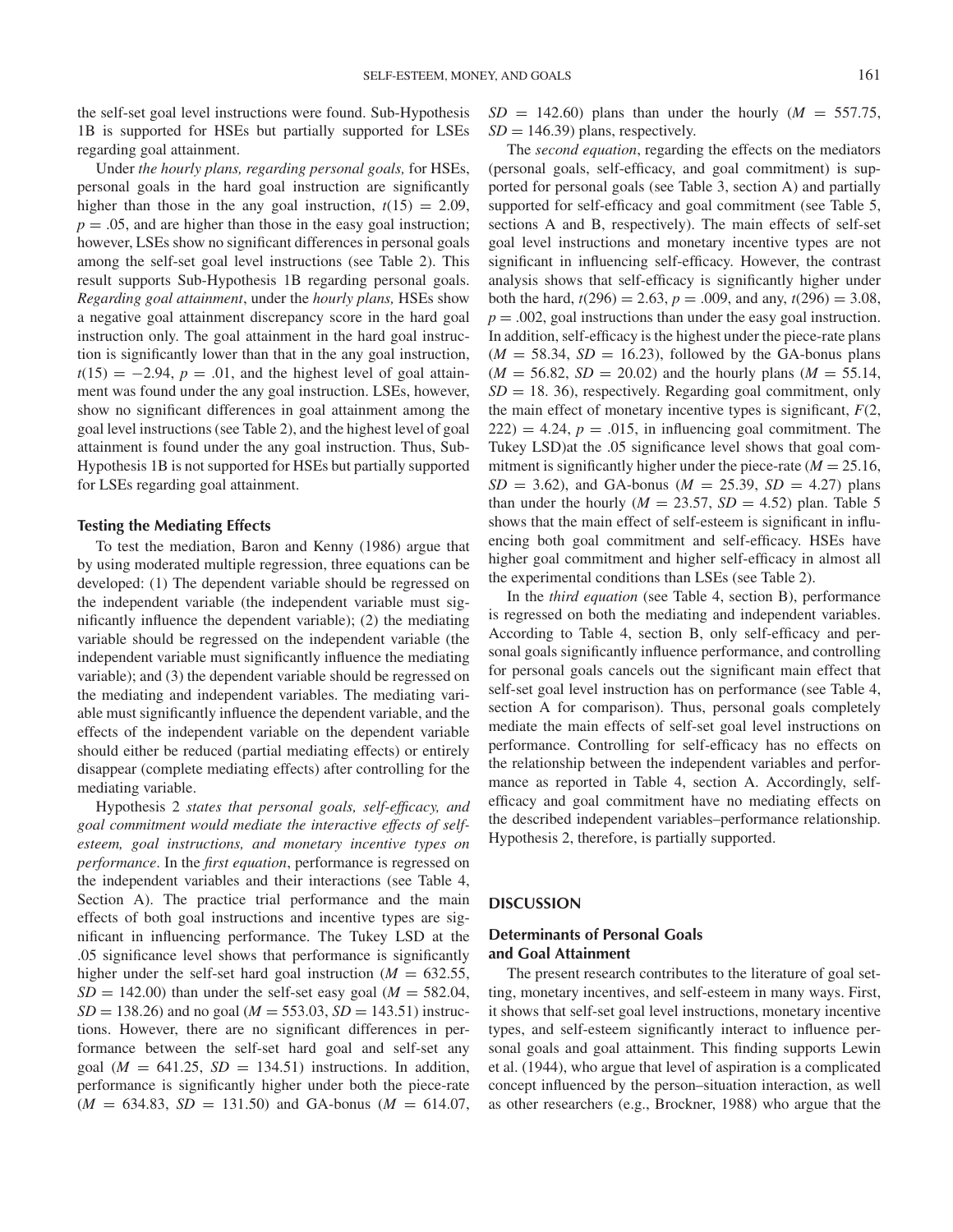the self-set goal level instructions were found. Sub-Hypothesis 1B is supported for HSEs but partially supported for LSEs regarding goal attainment.

Under *the hourly plans, regarding personal goals,* for HSEs, personal goals in the hard goal instruction are significantly higher than those in the any goal instruction, $t(15) = 2.09$, $p = .05$, and are higher than those in the easy goal instruction; however, LSEs show no significant differences in personal goals among the self-set goal level instructions (see Table 2). This result supports Sub-Hypothesis 1B regarding personal goals. *Regarding goal attainment*, under the *hourly plans,* HSEs show a negative goal attainment discrepancy score in the hard goal instruction only. The goal attainment in the hard goal instruction is significantly lower than that in the any goal instruction, $t(15) = -2.94$, $p = .01$, and the highest level of goal attainment was found under the any goal instruction. LSEs, however, show no significant differences in goal attainment among the goal level instructions (see Table 2), and the highest level of goal attainment is found under the any goal instruction. Thus, Sub-Hypothesis 1B is not supported for HSEs but partially supported for LSEs regarding goal attainment.

### Testing the Mediating Effects

To test the mediation, Baron and Kenny (1986) argue that by using moderated multiple regression, three equations can be developed: (1) The dependent variable should be regressed on the independent variable (the independent variable must significantly influence the dependent variable); (2) the mediating variable should be regressed on the independent variable (the independent variable must significantly influence the mediating variable); and (3) the dependent variable should be regressed on the mediating and independent variables. The mediating variable must significantly influence the dependent variable, and the effects of the independent variable on the dependent variable should either be reduced (partial mediating effects) or entirely disappear (complete mediating effects) after controlling for the mediating variable.

Hypothesis 2 *states that personal goals, self-efficacy, and goal commitment would mediate the interactive effects of self-esteem, goal instructions, and monetary incentive types on performance*. In the *first equation*, performance is regressed on the independent variables and their interactions (see Table 4, Section A). The practice trial performance and the main effects of both goal instructions and incentive types are significant in influencing performance. The Tukey LSD at the .05 significance level shows that performance is significantly higher under the self-set hard goal instruction ($M = 632.55$, $SD = 142.00$) than under the self-set easy goal ($M = 582.04$, $SD = 138.26$) and no goal ($M = 553.03$, $SD = 143.51$) instructions. However, there are no significant differences in performance between the self-set hard goal and self-set any goal ($M = 641.25$, $SD = 134.51$) instructions. In addition, performance is significantly higher under both the piece-rate ($M = 634.83$, $SD = 131.50$) and GA-bonus ($M = 614.07$, $SD = 142.60$) plans than under the hourly ($M = 557.75$, $SD = 146.39$) plans, respectively.

The *second equation*, regarding the effects on the mediators (personal goals, self-efficacy, and goal commitment) is supported for personal goals (see Table 3, section A) and partially supported for self-efficacy and goal commitment (see Table 5, sections A and B, respectively). The main effects of self-set goal level instructions and monetary incentive types are not significant in influencing self-efficacy. However, the contrast analysis shows that self-efficacy is significantly higher under both the hard, $t(296) = 2.63$, $p = .009$, and any, $t(296) = 3.08$, $p = .002$, goal instructions than under the easy goal instruction. In addition, self-efficacy is the highest under the piece-rate plans ($M = 58.34$, $SD = 16.23$), followed by the GA-bonus plans ($M = 56.82$, $SD = 20.02$) and the hourly plans ($M = 55.14$, $SD = 18.36$), respectively. Regarding goal commitment, only the main effect of monetary incentive types is significant, $F(2, 222) = 4.24$, $p = .015$, in influencing goal commitment. The Tukey LSD)at the .05 significance level shows that goal commitment is significantly higher under the piece-rate ($M = 25.16$, $SD = 3.62$), and GA-bonus ($M = 25.39$, $SD = 4.27$) plans than under the hourly ($M = 23.57$, $SD = 4.52$) plan. Table 5 shows that the main effect of self-esteem is significant in influencing both goal commitment and self-efficacy. HSEs have higher goal commitment and higher self-efficacy in almost all the experimental conditions than LSEs (see Table 2).

In the *third equation* (see Table 4, section B), performance is regressed on both the mediating and independent variables. According to Table 4, section B, only self-efficacy and personal goals significantly influence performance, and controlling for personal goals cancels out the significant main effect that self-set goal level instruction has on performance (see Table 4, section A for comparison). Thus, personal goals completely mediate the main effects of self-set goal level instructions on performance. Controlling for self-efficacy has no effects on the relationship between the independent variables and performance as reported in Table 4, section A. Accordingly, self-efficacy and goal commitment have no mediating effects on the described independent variables–performance relationship. Hypothesis 2, therefore, is partially supported.

## DISCUSSION

### Determinants of Personal Goals and Goal Attainment

The present research contributes to the literature of goal setting, monetary incentives, and self-esteem in many ways. First, it shows that self-set goal level instructions, monetary incentive types, and self-esteem significantly interact to influence personal goals and goal attainment. This finding supports Lewin et al. (1944), who argue that level of aspiration is a complicated concept influenced by the person–situation interaction, as well as other researchers (e.g., Brockner, 1988) who argue that the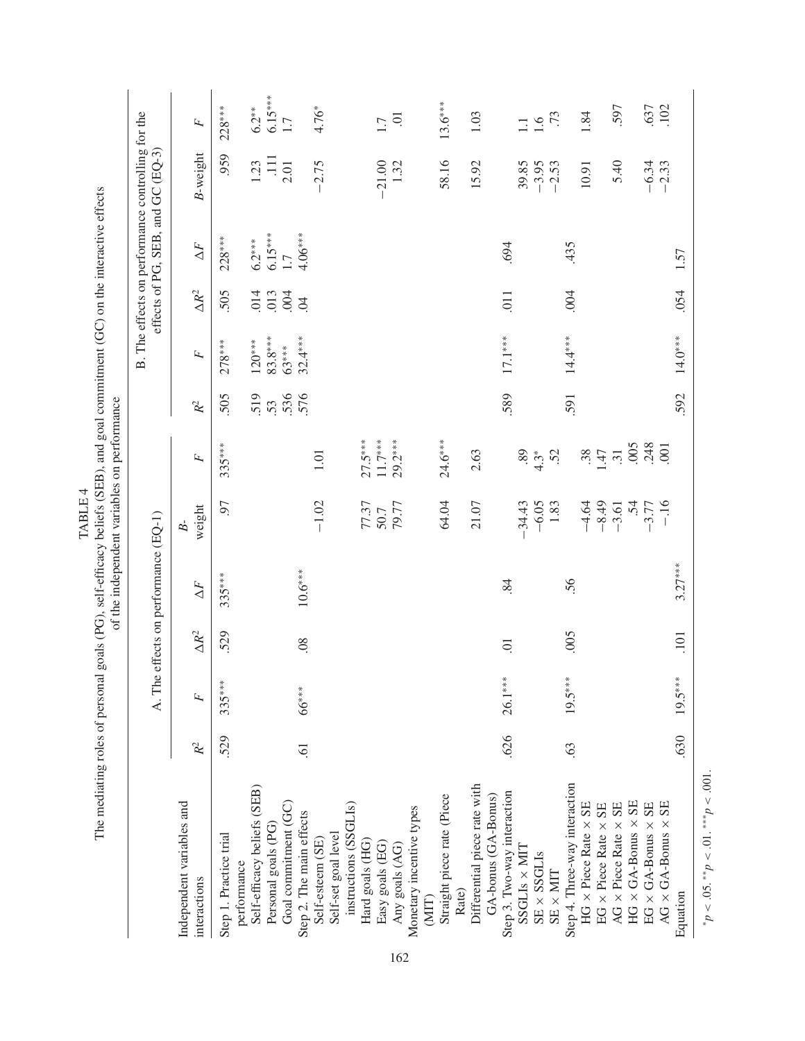TABLE 4

The mediating roles of personal goals (PG), self-efficacy beliefs (SEB), and goal commitment (GC) on the interactive effects of the independent variables on performance

| Independent variables and interactions | A. The effects on performance (EQ-1) | | | | | | B. The effects on performance controlling for the effects of PG, SEB, and GC (EQ-3) | | | | | |
|---|---|---|---|---|---|---|---|---|---|---|---|---|
| | $R^2$ | $F$ | $\Delta R^2$ | $\Delta F$ | $B$-weight | $F$ | $R^2$ | $F$ | $\Delta R^2$ | $\Delta F$ | $B$-weight | $F$ |
| Step 1. Practice trial performance | .529 | 335*** | .529 | 335*** | .97 | 335*** | .505 | 278*** | .505 | 228*** | .959 | 228*** |
| Self-efficacy beliefs (SEB) | | | | | | | .519 | 120*** | .014 | 6.2*** | 1.23 | 6.2** |
| Personal goals (PG) | | | | | | | .53 | 83.8*** | .013 | 6.15*** | .111 | 6.15*** |
| Goal commitment (GC) | | | | | | | .536 | 63*** | .004 | 1.7 | 2.01 | 1.7 |
| Step 2. The main effects | .61 | 66*** | .08 | 10.6*** | | | .576 | 32.4*** | .04 | 4.06*** | | |
| Self-esteem (SE) | | | | | −1.02 | 1.01 | | | | | −2.75 | 4.76* |
| Self-set goal level instructions (SSGLIs) | | | | | | | | | | | | |
| Hard goals (HG) | | | | | 77.37 | 27.5*** | | | | | | |
| Easy goals (EG) | | | | | 50.7 | 11.7*** | | | | | −21.00 | 1.7 |
| Any goals (AG) | | | | | 79.77 | 29.2*** | | | | | 1.32 | .01 |
| Monetary incentive types (MIT) | | | | | | | | | | | | |
| Straight piece rate (Piece Rate) | | | | | 64.04 | 24.6*** | | | | | 58.16 | 13.6*** |
| Differential piece rate with GA-bonus (GA-Bonus) | | | | | 21.07 | 2.63 | | | | | 15.92 | 1.03 |
| Step 3. Two-way interaction | .626 | 26.1*** | .01 | .84 | | | .589 | 17.1*** | .011 | .694 | | |
| SSGLIs × MIT | | | | | −34.43 | .89 | | | | | 39.85 | 1.1 |
| SE × SSGLIs | | | | | −6.05 | 4.3* | | | | | −3.95 | 1.6 |
| SE × MIT | | | | | 1.83 | .52 | | | | | −2.53 | .73 |
| Step 4. Three-way interaction | .63 | 19.5*** | .005 | .56 | | | .591 | 14.4*** | .004 | .435 | | |
| HG × Piece Rate × SE | | | | | −4.64 | .38 | | | | | 10.91 | 1.84 |
| EG × Piece Rate × SE | | | | | −8.49 | 1.47 | | | | | | |
| AG × Piece Rate × SE | | | | | −3.61 | .31 | | | | | 5.40 | .597 |
| HG × GA-Bonus × SE | | | | | .54 | .005 | | | | | | |
| EG × GA-Bonus × SE | | | | | −3.77 | .248 | | | | | −6.34 | .637 |
| AG × GA-Bonus × SE | | | | | −.16 | .001 | | | | | −2.33 | .102 |
| Equation | .630 | 19.5*** | .101 | 3.27*** | | | .592 | 14.0*** | .054 | 1.57 | | |

*$p < .05$. **$p < .01$. ***$p < .001$.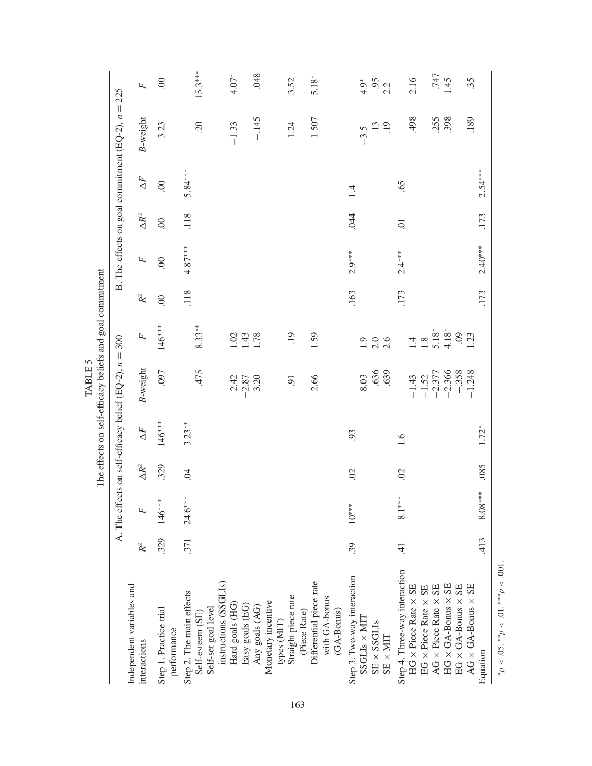TABLE 5

The effects on self-efficacy beliefs and goal commitment

| Independent variables and interactions | A. The effects on self-efficacy belief (EQ-2), $n = 300$ | | | | | | B. The effects on goal commitment (EQ-2), $n = 225$ | | | | | |
|---|---|---|---|---|---|---|---|---|---|---|---|---|
| | $R^2$ | $F$ | $\Delta R^2$ | $\Delta F$ | $B$-weight | $F$ | $R^2$ | $F$ | $\Delta R^2$ | $\Delta F$ | $B$-weight | $F$ |
| Step 1. Practice trial performance | .329 | 146*** | .329 | 146*** | .097 | 146*** | .00 | .00 | .00 | .00 | −3.23 | .00 |
| Step 2. The main effects | .371 | 24.6*** | .04 | 3.23** | | | .118 | 4.87*** | .118 | 5.84*** | | |
| Self-esteem (SE) | | | | | .475 | 8.33** | | | | | .20 | 15.3*** |
| Self-set goal level instructions (SSGLIs) | | | | | | | | | | | | |
| Hard goals (HG) | | | | | 2.42 | 1.02 | | | | | −1.33 | 4.07* |
| Easy goals (EG) | | | | | −2.87 | 1.43 | | | | | | |
| Any goals (AG) | | | | | 3.20 | 1.78 | | | | | −.145 | .048 |
| Monetary incentive types (MIT) | | | | | | | | | | | | |
| Straight piece rate (Piece Rate) | | | | | .91 | .19 | | | | | 1.24 | 3.52 |
| Differential piece rate with GA-bonus (GA-Bonus) | | | | | −2.66 | 1.59 | | | | | 1.507 | 5.18* |
| Step 3. Two-way interaction | .39 | 10*** | .02 | .93 | | | .163 | 2.9*** | .044 | 1.4 | | |
| SSGLIs × MIT | | | | | 8.03 | 1.9 | | | | | −3.5 | 4.9* |
| SE × SSGLIs | | | | | −.636 | 2.0 | | | | | .13 | .95 |
| SE × MIT | | | | | .639 | 2.6 | | | | | .19 | 2.2 |
| Step 4. Three-way interaction | .41 | 8.1*** | .02 | 1.6 | | | .173 | 2.4*** | .01 | .65 | | |
| HG × Piece Rate × SE | | | | | −1.43 | 1.4 | | | | | .498 | 2.16 |
| EG × Piece Rate × SE | | | | | −1.52 | 1.8 | | | | | | |
| AG × Piece Rate × SE | | | | | −2.377 | 5.18* | | | | | .255 | .747 |
| HG × GA-Bonus × SE | | | | | −2.366 | 4.18* | | | | | .398 | 1.45 |
| EG × GA-Bonus × SE | | | | | −.358 | .09 | | | | | | |
| AG × GA-Bonus × SE | | | | | −1.248 | 1.23 | | | | | .189 | .35 |
| Equation | .413 | 8.08*** | .085 | 1.72* | | | .173 | 2.40*** | .173 | 2.54*** | | |

*$p < .05$. **$p < .01$. ***$p < .001$.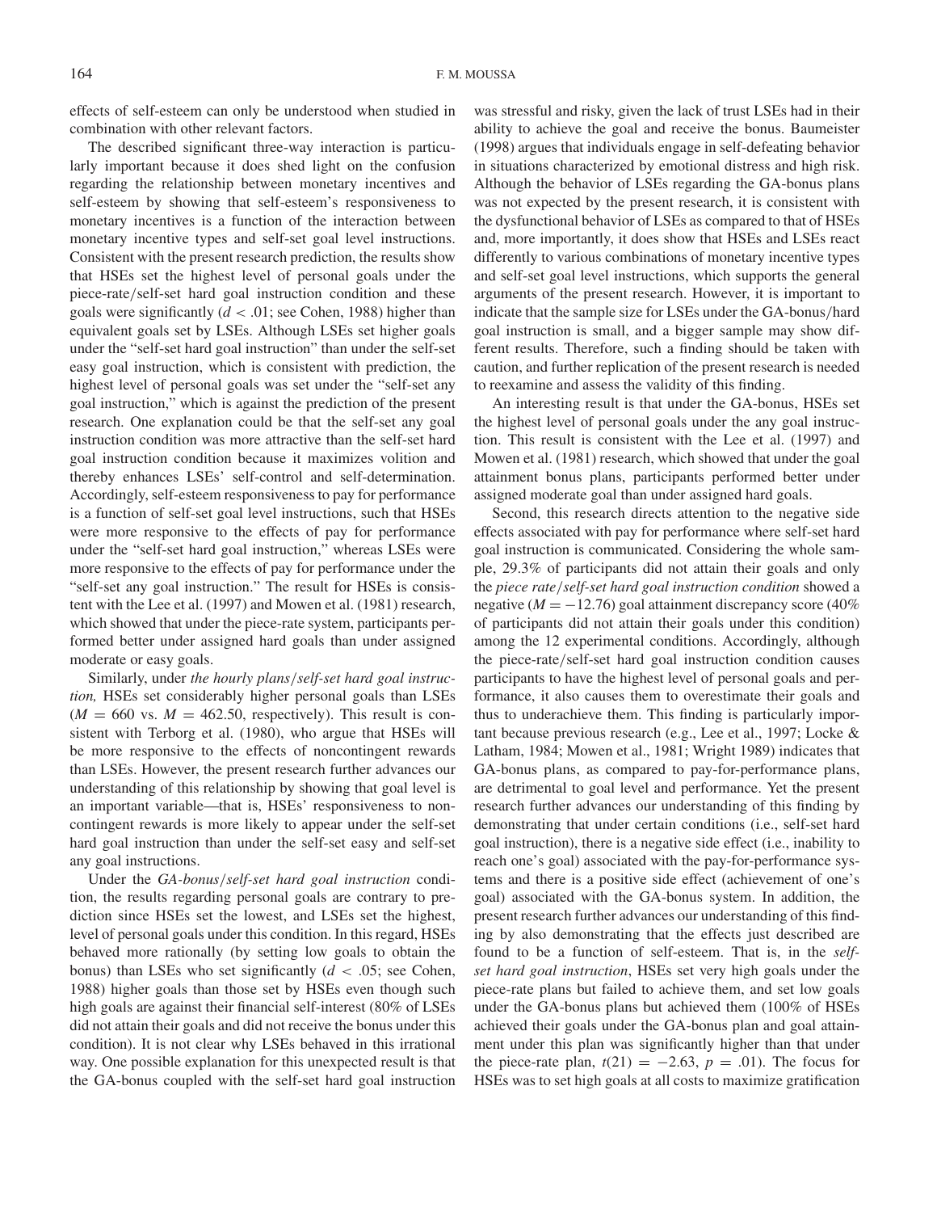effects of self-esteem can only be understood when studied in combination with other relevant factors.

The described significant three-way interaction is particularly important because it does shed light on the confusion regarding the relationship between monetary incentives and self-esteem by showing that self-esteem's responsiveness to monetary incentives is a function of the interaction between monetary incentive types and self-set goal level instructions. Consistent with the present research prediction, the results show that HSEs set the highest level of personal goals under the piece-rate/self-set hard goal instruction condition and these goals were significantly ($d < .01$; see Cohen, 1988) higher than equivalent goals set by LSEs. Although LSEs set higher goals under the "self-set hard goal instruction" than under the self-set easy goal instruction, which is consistent with prediction, the highest level of personal goals was set under the "self-set any goal instruction," which is against the prediction of the present research. One explanation could be that the self-set any goal instruction condition was more attractive than the self-set hard goal instruction condition because it maximizes volition and thereby enhances LSEs' self-control and self-determination. Accordingly, self-esteem responsiveness to pay for performance is a function of self-set goal level instructions, such that HSEs were more responsive to the effects of pay for performance under the "self-set hard goal instruction," whereas LSEs were more responsive to the effects of pay for performance under the "self-set any goal instruction." The result for HSEs is consistent with the Lee et al. (1997) and Mowen et al. (1981) research, which showed that under the piece-rate system, participants performed better under assigned hard goals than under assigned moderate or easy goals.

Similarly, under *the hourly plans/self-set hard goal instruction,* HSEs set considerably higher personal goals than LSEs ($M = 660$ vs. $M = 462.50$, respectively). This result is consistent with Terborg et al. (1980), who argue that HSEs will be more responsive to the effects of noncontingent rewards than LSEs. However, the present research further advances our understanding of this relationship by showing that goal level is an important variable—that is, HSEs' responsiveness to noncontingent rewards is more likely to appear under the self-set hard goal instruction than under the self-set easy and self-set any goal instructions.

Under the *GA-bonus/self-set hard goal instruction* condition, the results regarding personal goals are contrary to prediction since HSEs set the lowest, and LSEs set the highest, level of personal goals under this condition. In this regard, HSEs behaved more rationally (by setting low goals to obtain the bonus) than LSEs who set significantly ($d < .05$; see Cohen, 1988) higher goals than those set by HSEs even though such high goals are against their financial self-interest (80% of LSEs did not attain their goals and did not receive the bonus under this condition). It is not clear why LSEs behaved in this irrational way. One possible explanation for this unexpected result is that the GA-bonus coupled with the self-set hard goal instruction was stressful and risky, given the lack of trust LSEs had in their ability to achieve the goal and receive the bonus. Baumeister (1998) argues that individuals engage in self-defeating behavior in situations characterized by emotional distress and high risk. Although the behavior of LSEs regarding the GA-bonus plans was not expected by the present research, it is consistent with the dysfunctional behavior of LSEs as compared to that of HSEs and, more importantly, it does show that HSEs and LSEs react differently to various combinations of monetary incentive types and self-set goal level instructions, which supports the general arguments of the present research. However, it is important to indicate that the sample size for LSEs under the GA-bonus/hard goal instruction is small, and a bigger sample may show different results. Therefore, such a finding should be taken with caution, and further replication of the present research is needed to reexamine and assess the validity of this finding.

An interesting result is that under the GA-bonus, HSEs set the highest level of personal goals under the any goal instruction. This result is consistent with the Lee et al. (1997) and Mowen et al. (1981) research, which showed that under the goal attainment bonus plans, participants performed better under assigned moderate goal than under assigned hard goals.

Second, this research directs attention to the negative side effects associated with pay for performance where self-set hard goal instruction is communicated. Considering the whole sample, 29.3% of participants did not attain their goals and only the *piece rate/self-set hard goal instruction condition* showed a negative ($M = -12.76$) goal attainment discrepancy score (40% of participants did not attain their goals under this condition) among the 12 experimental conditions. Accordingly, although the piece-rate/self-set hard goal instruction condition causes participants to have the highest level of personal goals and performance, it also causes them to overestimate their goals and thus to underachieve them. This finding is particularly important because previous research (e.g., Lee et al., 1997; Locke & Latham, 1984; Mowen et al., 1981; Wright 1989) indicates that GA-bonus plans, as compared to pay-for-performance plans, are detrimental to goal level and performance. Yet the present research further advances our understanding of this finding by demonstrating that under certain conditions (i.e., self-set hard goal instruction), there is a negative side effect (i.e., inability to reach one's goal) associated with the pay-for-performance systems and there is a positive side effect (achievement of one's goal) associated with the GA-bonus system. In addition, the present research further advances our understanding of this finding by also demonstrating that the effects just described are found to be a function of self-esteem. That is, in the *self-set hard goal instruction*, HSEs set very high goals under the piece-rate plans but failed to achieve them, and set low goals under the GA-bonus plans but achieved them (100% of HSEs achieved their goals under the GA-bonus plan and goal attainment under this plan was significantly higher than that under the piece-rate plan, $t(21) = -2.63$, $p = .01$). The focus for HSEs was to set high goals at all costs to maximize gratification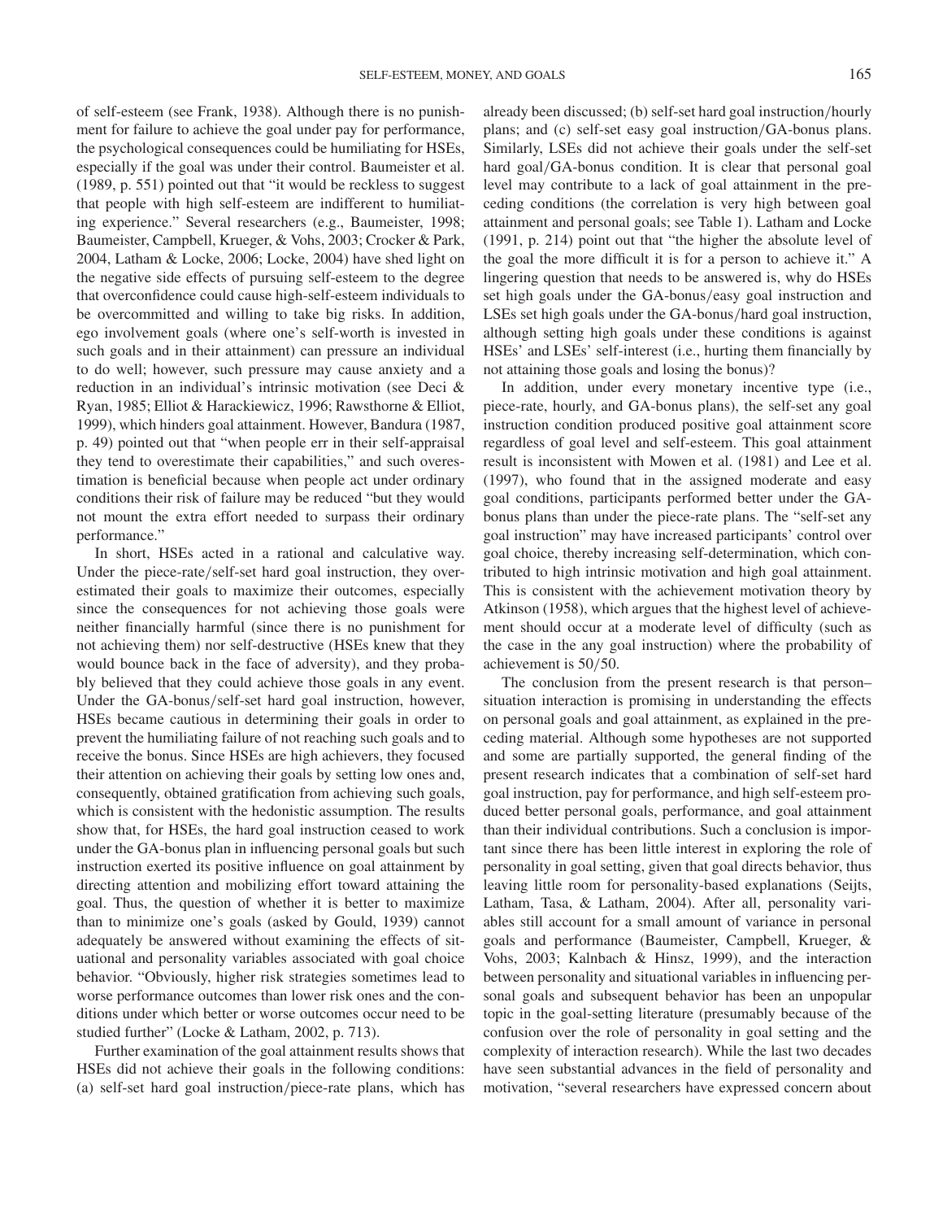of self-esteem (see Frank, 1938). Although there is no punishment for failure to achieve the goal under pay for performance, the psychological consequences could be humiliating for HSEs, especially if the goal was under their control. Baumeister et al. (1989, p. 551) pointed out that "it would be reckless to suggest that people with high self-esteem are indifferent to humiliating experience." Several researchers (e.g., Baumeister, 1998; Baumeister, Campbell, Krueger, & Vohs, 2003; Crocker & Park, 2004, Latham & Locke, 2006; Locke, 2004) have shed light on the negative side effects of pursuing self-esteem to the degree that overconfidence could cause high-self-esteem individuals to be overcommitted and willing to take big risks. In addition, ego involvement goals (where one's self-worth is invested in such goals and in their attainment) can pressure an individual to do well; however, such pressure may cause anxiety and a reduction in an individual's intrinsic motivation (see Deci & Ryan, 1985; Elliot & Harackiewicz, 1996; Rawsthorne & Elliot, 1999), which hinders goal attainment. However, Bandura (1987, p. 49) pointed out that "when people err in their self-appraisal they tend to overestimate their capabilities," and such overestimation is beneficial because when people act under ordinary conditions their risk of failure may be reduced "but they would not mount the extra effort needed to surpass their ordinary performance."

In short, HSEs acted in a rational and calculative way. Under the piece-rate/self-set hard goal instruction, they overestimated their goals to maximize their outcomes, especially since the consequences for not achieving those goals were neither financially harmful (since there is no punishment for not achieving them) nor self-destructive (HSEs knew that they would bounce back in the face of adversity), and they probably believed that they could achieve those goals in any event. Under the GA-bonus/self-set hard goal instruction, however, HSEs became cautious in determining their goals in order to prevent the humiliating failure of not reaching such goals and to receive the bonus. Since HSEs are high achievers, they focused their attention on achieving their goals by setting low ones and, consequently, obtained gratification from achieving such goals, which is consistent with the hedonistic assumption. The results show that, for HSEs, the hard goal instruction ceased to work under the GA-bonus plan in influencing personal goals but such instruction exerted its positive influence on goal attainment by directing attention and mobilizing effort toward attaining the goal. Thus, the question of whether it is better to maximize than to minimize one's goals (asked by Gould, 1939) cannot adequately be answered without examining the effects of situational and personality variables associated with goal choice behavior. "Obviously, higher risk strategies sometimes lead to worse performance outcomes than lower risk ones and the conditions under which better or worse outcomes occur need to be studied further" (Locke & Latham, 2002, p. 713).

Further examination of the goal attainment results shows that HSEs did not achieve their goals in the following conditions: (a) self-set hard goal instruction/piece-rate plans, which has already been discussed; (b) self-set hard goal instruction/hourly plans; and (c) self-set easy goal instruction/GA-bonus plans. Similarly, LSEs did not achieve their goals under the self-set hard goal/GA-bonus condition. It is clear that personal goal level may contribute to a lack of goal attainment in the preceding conditions (the correlation is very high between goal attainment and personal goals; see Table 1). Latham and Locke (1991, p. 214) point out that "the higher the absolute level of the goal the more difficult it is for a person to achieve it." A lingering question that needs to be answered is, why do HSEs set high goals under the GA-bonus/easy goal instruction and LSEs set high goals under the GA-bonus/hard goal instruction, although setting high goals under these conditions is against HSEs' and LSEs' self-interest (i.e., hurting them financially by not attaining those goals and losing the bonus)?

In addition, under every monetary incentive type (i.e., piece-rate, hourly, and GA-bonus plans), the self-set any goal instruction condition produced positive goal attainment score regardless of goal level and self-esteem. This goal attainment result is inconsistent with Mowen et al. (1981) and Lee et al. (1997), who found that in the assigned moderate and easy goal conditions, participants performed better under the GA-bonus plans than under the piece-rate plans. The "self-set any goal instruction" may have increased participants' control over goal choice, thereby increasing self-determination, which contributed to high intrinsic motivation and high goal attainment. This is consistent with the achievement motivation theory by Atkinson (1958), which argues that the highest level of achievement should occur at a moderate level of difficulty (such as the case in the any goal instruction) where the probability of achievement is 50/50.

The conclusion from the present research is that person–situation interaction is promising in understanding the effects on personal goals and goal attainment, as explained in the preceding material. Although some hypotheses are not supported and some are partially supported, the general finding of the present research indicates that a combination of self-set hard goal instruction, pay for performance, and high self-esteem produced better personal goals, performance, and goal attainment than their individual contributions. Such a conclusion is important since there has been little interest in exploring the role of personality in goal setting, given that goal directs behavior, thus leaving little room for personality-based explanations (Seijts, Latham, Tasa, & Latham, 2004). After all, personality variables still account for a small amount of variance in personal goals and performance (Baumeister, Campbell, Krueger, & Vohs, 2003; Kalnbach & Hinsz, 1999), and the interaction between personality and situational variables in influencing personal goals and subsequent behavior has been an unpopular topic in the goal-setting literature (presumably because of the confusion over the role of personality in goal setting and the complexity of interaction research). While the last two decades have seen substantial advances in the field of personality and motivation, "several researchers have expressed concern about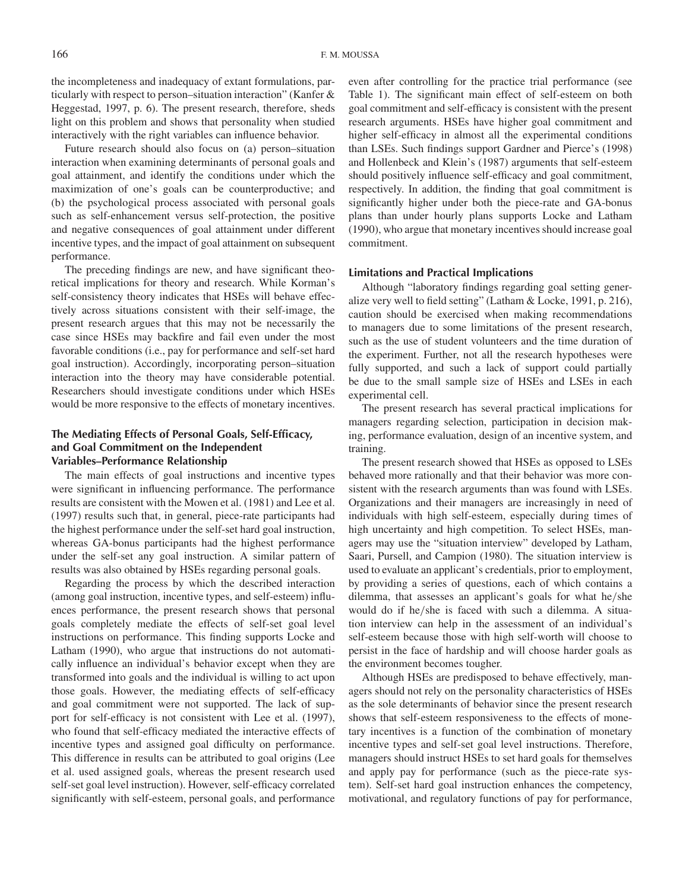the incompleteness and inadequacy of extant formulations, particularly with respect to person–situation interaction" (Kanfer & Heggestad, 1997, p. 6). The present research, therefore, sheds light on this problem and shows that personality when studied interactively with the right variables can influence behavior.

Future research should also focus on (a) person–situation interaction when examining determinants of personal goals and goal attainment, and identify the conditions under which the maximization of one's goals can be counterproductive; and (b) the psychological process associated with personal goals such as self-enhancement versus self-protection, the positive and negative consequences of goal attainment under different incentive types, and the impact of goal attainment on subsequent performance.

The preceding findings are new, and have significant theoretical implications for theory and research. While Korman's self-consistency theory indicates that HSEs will behave effectively across situations consistent with their self-image, the present research argues that this may not be necessarily the case since HSEs may backfire and fail even under the most favorable conditions (i.e., pay for performance and self-set hard goal instruction). Accordingly, incorporating person–situation interaction into the theory may have considerable potential. Researchers should investigate conditions under which HSEs would be more responsive to the effects of monetary incentives.

### The Mediating Effects of Personal Goals, Self-Efficacy, and Goal Commitment on the Independent Variables–Performance Relationship

The main effects of goal instructions and incentive types were significant in influencing performance. The performance results are consistent with the Mowen et al. (1981) and Lee et al. (1997) results such that, in general, piece-rate participants had the highest performance under the self-set hard goal instruction, whereas GA-bonus participants had the highest performance under the self-set any goal instruction. A similar pattern of results was also obtained by HSEs regarding personal goals.

Regarding the process by which the described interaction (among goal instruction, incentive types, and self-esteem) influences performance, the present research shows that personal goals completely mediate the effects of self-set goal level instructions on performance. This finding supports Locke and Latham (1990), who argue that instructions do not automatically influence an individual's behavior except when they are transformed into goals and the individual is willing to act upon those goals. However, the mediating effects of self-efficacy and goal commitment were not supported. The lack of support for self-efficacy is not consistent with Lee et al. (1997), who found that self-efficacy mediated the interactive effects of incentive types and assigned goal difficulty on performance. This difference in results can be attributed to goal origins (Lee et al. used assigned goals, whereas the present research used self-set goal level instruction). However, self-efficacy correlated significantly with self-esteem, personal goals, and performance even after controlling for the practice trial performance (see Table 1). The significant main effect of self-esteem on both goal commitment and self-efficacy is consistent with the present research arguments. HSEs have higher goal commitment and higher self-efficacy in almost all the experimental conditions than LSEs. Such findings support Gardner and Pierce's (1998) and Hollenbeck and Klein's (1987) arguments that self-esteem should positively influence self-efficacy and goal commitment, respectively. In addition, the finding that goal commitment is significantly higher under both the piece-rate and GA-bonus plans than under hourly plans supports Locke and Latham (1990), who argue that monetary incentives should increase goal commitment.

### Limitations and Practical Implications

Although "laboratory findings regarding goal setting generalize very well to field setting" (Latham & Locke, 1991, p. 216), caution should be exercised when making recommendations to managers due to some limitations of the present research, such as the use of student volunteers and the time duration of the experiment. Further, not all the research hypotheses were fully supported, and such a lack of support could partially be due to the small sample size of HSEs and LSEs in each experimental cell.

The present research has several practical implications for managers regarding selection, participation in decision making, performance evaluation, design of an incentive system, and training.

The present research showed that HSEs as opposed to LSEs behaved more rationally and that their behavior was more consistent with the research arguments than was found with LSEs. Organizations and their managers are increasingly in need of individuals with high self-esteem, especially during times of high uncertainty and high competition. To select HSEs, managers may use the "situation interview" developed by Latham, Saari, Pursell, and Campion (1980). The situation interview is used to evaluate an applicant's credentials, prior to employment, by providing a series of questions, each of which contains a dilemma, that assesses an applicant's goals for what he/she would do if he/she is faced with such a dilemma. A situation interview can help in the assessment of an individual's self-esteem because those with high self-worth will choose to persist in the face of hardship and will choose harder goals as the environment becomes tougher.

Although HSEs are predisposed to behave effectively, managers should not rely on the personality characteristics of HSEs as the sole determinants of behavior since the present research shows that self-esteem responsiveness to the effects of monetary incentives is a function of the combination of monetary incentive types and self-set goal level instructions. Therefore, managers should instruct HSEs to set hard goals for themselves and apply pay for performance (such as the piece-rate system). Self-set hard goal instruction enhances the competency, motivational, and regulatory functions of pay for performance,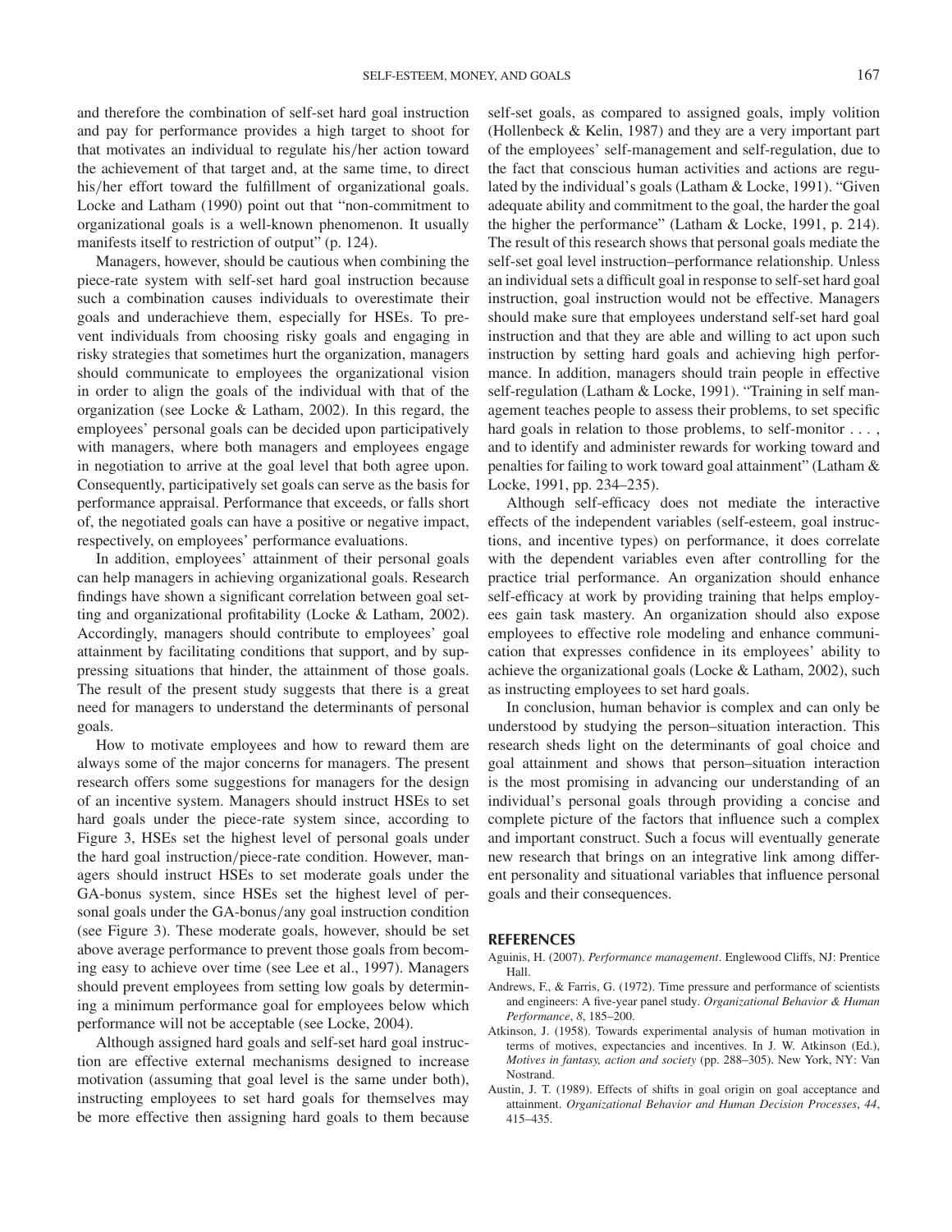and therefore the combination of self-set hard goal instruction and pay for performance provides a high target to shoot for that motivates an individual to regulate his/her action toward the achievement of that target and, at the same time, to direct his/her effort toward the fulfillment of organizational goals. Locke and Latham (1990) point out that "non-commitment to organizational goals is a well-known phenomenon. It usually manifests itself to restriction of output" (p. 124).

Managers, however, should be cautious when combining the piece-rate system with self-set hard goal instruction because such a combination causes individuals to overestimate their goals and underachieve them, especially for HSEs. To prevent individuals from choosing risky goals and engaging in risky strategies that sometimes hurt the organization, managers should communicate to employees the organizational vision in order to align the goals of the individual with that of the organization (see Locke & Latham, 2002). In this regard, the employees' personal goals can be decided upon participatively with managers, where both managers and employees engage in negotiation to arrive at the goal level that both agree upon. Consequently, participatively set goals can serve as the basis for performance appraisal. Performance that exceeds, or falls short of, the negotiated goals can have a positive or negative impact, respectively, on employees' performance evaluations.

In addition, employees' attainment of their personal goals can help managers in achieving organizational goals. Research findings have shown a significant correlation between goal setting and organizational profitability (Locke & Latham, 2002). Accordingly, managers should contribute to employees' goal attainment by facilitating conditions that support, and by suppressing situations that hinder, the attainment of those goals. The result of the present study suggests that there is a great need for managers to understand the determinants of personal goals.

How to motivate employees and how to reward them are always some of the major concerns for managers. The present research offers some suggestions for managers for the design of an incentive system. Managers should instruct HSEs to set hard goals under the piece-rate system since, according to Figure 3, HSEs set the highest level of personal goals under the hard goal instruction/piece-rate condition. However, managers should instruct HSEs to set moderate goals under the GA-bonus system, since HSEs set the highest level of personal goals under the GA-bonus/any goal instruction condition (see Figure 3). These moderate goals, however, should be set above average performance to prevent those goals from becoming easy to achieve over time (see Lee et al., 1997). Managers should prevent employees from setting low goals by determining a minimum performance goal for employees below which performance will not be acceptable (see Locke, 2004).

Although assigned hard goals and self-set hard goal instruction are effective external mechanisms designed to increase motivation (assuming that goal level is the same under both), instructing employees to set hard goals for themselves may be more effective then assigning hard goals to them because self-set goals, as compared to assigned goals, imply volition (Hollenbeck & Kelin, 1987) and they are a very important part of the employees' self-management and self-regulation, due to the fact that conscious human activities and actions are regulated by the individual's goals (Latham & Locke, 1991). "Given adequate ability and commitment to the goal, the harder the goal the higher the performance" (Latham & Locke, 1991, p. 214). The result of this research shows that personal goals mediate the self-set goal level instruction–performance relationship. Unless an individual sets a difficult goal in response to self-set hard goal instruction, goal instruction would not be effective. Managers should make sure that employees understand self-set hard goal instruction and that they are able and willing to act upon such instruction by setting hard goals and achieving high performance. In addition, managers should train people in effective self-regulation (Latham & Locke, 1991). "Training in self management teaches people to assess their problems, to set specific hard goals in relation to those problems, to self-monitor . . . , and to identify and administer rewards for working toward and penalties for failing to work toward goal attainment" (Latham & Locke, 1991, pp. 234–235).

Although self-efficacy does not mediate the interactive effects of the independent variables (self-esteem, goal instructions, and incentive types) on performance, it does correlate with the dependent variables even after controlling for the practice trial performance. An organization should enhance self-efficacy at work by providing training that helps employees gain task mastery. An organization should also expose employees to effective role modeling and enhance communication that expresses confidence in its employees' ability to achieve the organizational goals (Locke & Latham, 2002), such as instructing employees to set hard goals.

In conclusion, human behavior is complex and can only be understood by studying the person–situation interaction. This research sheds light on the determinants of goal choice and goal attainment and shows that person–situation interaction is the most promising in advancing our understanding of an individual's personal goals through providing a concise and complete picture of the factors that influence such a complex and important construct. Such a focus will eventually generate new research that brings on an integrative link among different personality and situational variables that influence personal goals and their consequences.

## REFERENCES

Aguinis, H. (2007). *Performance management*. Englewood Cliffs, NJ: Prentice Hall.

Andrews, F., & Farris, G. (1972). Time pressure and performance of scientists and engineers: A five-year panel study. *Organizational Behavior & Human Performance*, *8*, 185–200.

Atkinson, J. (1958). Towards experimental analysis of human motivation in terms of motives, expectancies and incentives. In J. W. Atkinson (Ed.), *Motives in fantasy, action and society* (pp. 288–305). New York, NY: Van Nostrand.

Austin, J. T. (1989). Effects of shifts in goal origin on goal acceptance and attainment. *Organizational Behavior and Human Decision Processes*, *44*, 415–435.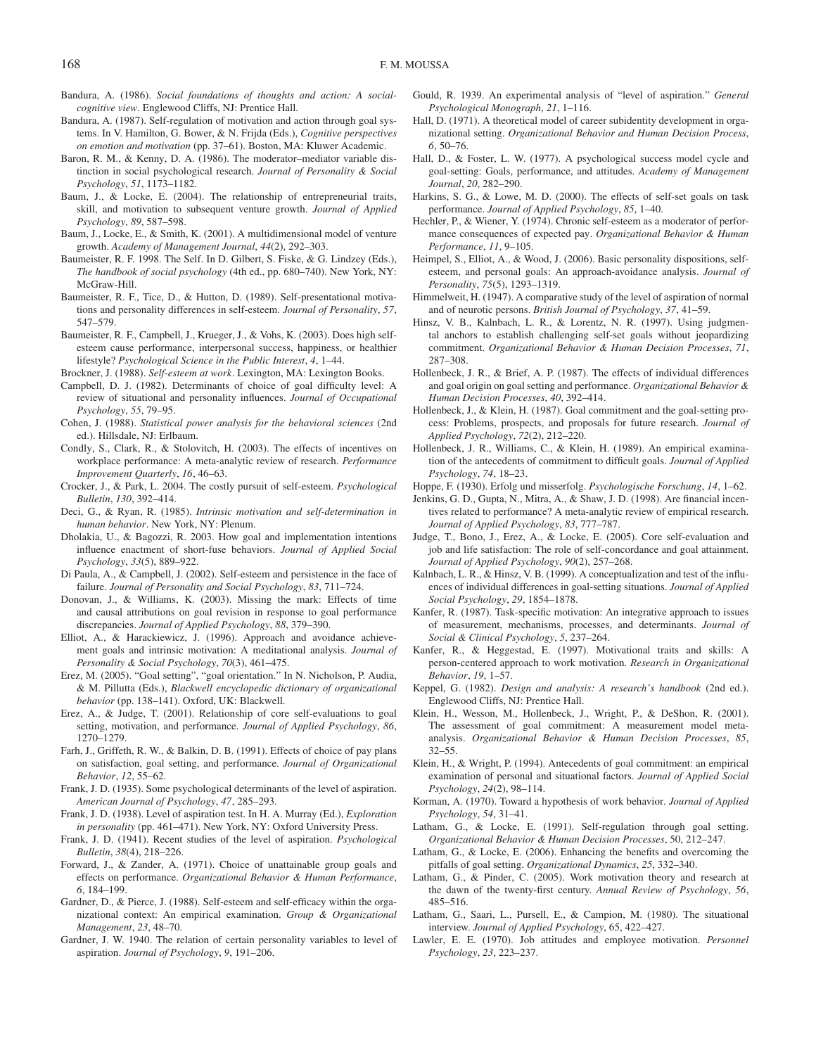Bandura, A. (1986). *Social foundations of thoughts and action: A social-cognitive view*. Englewood Cliffs, NJ: Prentice Hall.

Bandura, A. (1987). Self-regulation of motivation and action through goal systems. In V. Hamilton, G. Bower, & N. Frijda (Eds.), *Cognitive perspectives on emotion and motivation* (pp. 37–61). Boston, MA: Kluwer Academic.

Baron, R. M., & Kenny, D. A. (1986). The moderator–mediator variable distinction in social psychological research. *Journal of Personality & Social Psychology*, *51*, 1173–1182.

Baum, J., & Locke, E. (2004). The relationship of entrepreneurial traits, skill, and motivation to subsequent venture growth. *Journal of Applied Psychology*, *89*, 587–598.

Baum, J., Locke, E., & Smith, K. (2001). A multidimensional model of venture growth. *Academy of Management Journal*, *44*(2), 292–303.

Baumeister, R. F. 1998. The Self. In D. Gilbert, S. Fiske, & G. Lindzey (Eds.), *The handbook of social psychology* (4th ed., pp. 680–740). New York, NY: McGraw-Hill.

Baumeister, R. F., Tice, D., & Hutton, D. (1989). Self-presentational motivations and personality differences in self-esteem. *Journal of Personality*, *57*, 547–579.

Baumeister, R. F., Campbell, J., Krueger, J., & Vohs, K. (2003). Does high self-esteem cause performance, interpersonal success, happiness, or healthier lifestyle? *Psychological Science in the Public Interest*, *4*, 1–44.

Brockner, J. (1988). *Self-esteem at work*. Lexington, MA: Lexington Books.

Campbell, D. J. (1982). Determinants of choice of goal difficulty level: A review of situational and personality influences. *Journal of Occupational Psychology*, *55*, 79–95.

Cohen, J. (1988). *Statistical power analysis for the behavioral sciences* (2nd ed.). Hillsdale, NJ: Erlbaum.

Condly, S., Clark, R., & Stolovitch, H. (2003). The effects of incentives on workplace performance: A meta-analytic review of research. *Performance Improvement Quarterly*, *16*, 46–63.

Crocker, J., & Park, L. 2004. The costly pursuit of self-esteem. *Psychological Bulletin*, *130*, 392–414.

Deci, G., & Ryan, R. (1985). *Intrinsic motivation and self-determination in human behavior*. New York, NY: Plenum.

Dholakia, U., & Bagozzi, R. 2003. How goal and implementation intentions influence enactment of short-fuse behaviors. *Journal of Applied Social Psychology*, *33*(5), 889–922.

Di Paula, A., & Campbell, J. (2002). Self-esteem and persistence in the face of failure. *Journal of Personality and Social Psychology*, *83*, 711–724.

Donovan, J., & Williams, K. (2003). Missing the mark: Effects of time and causal attributions on goal revision in response to goal performance discrepancies. *Journal of Applied Psychology*, *88*, 379–390.

Elliot, A., & Harackiewicz, J. (1996). Approach and avoidance achievement goals and intrinsic motivation: A meditational analysis. *Journal of Personality & Social Psychology*, *70*(3), 461–475.

Erez, M. (2005). "Goal setting", "goal orientation." In N. Nicholson, P. Audia, & M. Pillutta (Eds.), *Blackwell encyclopedic dictionary of organizational behavior* (pp. 138–141). Oxford, UK: Blackwell.

Erez, A., & Judge, T. (2001). Relationship of core self-evaluations to goal setting, motivation, and performance. *Journal of Applied Psychology*, *86*, 1270–1279.

Farh, J., Griffeth, R. W., & Balkin, D. B. (1991). Effects of choice of pay plans on satisfaction, goal setting, and performance. *Journal of Organizational Behavior*, *12*, 55–62.

Frank, J. D. (1935). Some psychological determinants of the level of aspiration. *American Journal of Psychology*, *47*, 285–293.

Frank, J. D. (1938). Level of aspiration test. In H. A. Murray (Ed.), *Exploration in personality* (pp. 461–471). New York, NY: Oxford University Press.

Frank, J. D. (1941). Recent studies of the level of aspiration. *Psychological Bulletin*, *38*(4), 218–226.

Forward, J., & Zander, A. (1971). Choice of unattainable group goals and effects on performance. *Organizational Behavior & Human Performance*, *6*, 184–199.

Gardner, D., & Pierce, J. (1988). Self-esteem and self-efficacy within the organizational context: An empirical examination. *Group & Organizational Management*, *23*, 48–70.

Gardner, J. W. 1940. The relation of certain personality variables to level of aspiration. *Journal of Psychology*, *9*, 191–206.

Gould, R. 1939. An experimental analysis of "level of aspiration." *General Psychological Monograph*, *21*, 1–116.

Hall, D. (1971). A theoretical model of career subidentity development in organizational setting. *Organizational Behavior and Human Decision Process*, *6*, 50–76.

Hall, D., & Foster, L. W. (1977). A psychological success model cycle and goal-setting: Goals, performance, and attitudes. *Academy of Management Journal*, *20*, 282–290.

Harkins, S. G., & Lowe, M. D. (2000). The effects of self-set goals on task performance. *Journal of Applied Psychology*, *85*, 1–40.

Hechler, P., & Wiener, Y. (1974). Chronic self-esteem as a moderator of performance consequences of expected pay. *Organizational Behavior & Human Performance*, *11*, 9–105.

Heimpel, S., Elliot, A., & Wood, J. (2006). Basic personality dispositions, self-esteem, and personal goals: An approach-avoidance analysis. *Journal of Personality*, *75*(5), 1293–1319.

Himmelweit, H. (1947). A comparative study of the level of aspiration of normal and of neurotic persons. *British Journal of Psychology*, *37*, 41–59.

Hinsz, V. B., Kalnbach, L. R., & Lorentz, N. R. (1997). Using judgmental anchors to establish challenging self-set goals without jeopardizing commitment. *Organizational Behavior & Human Decision Processes*, *71*, 287–308.

Hollenbeck, J. R., & Brief, A. P. (1987). The effects of individual differences and goal origin on goal setting and performance. *Organizational Behavior & Human Decision Processes*, *40*, 392–414.

Hollenbeck, J., & Klein, H. (1987). Goal commitment and the goal-setting process: Problems, prospects, and proposals for future research. *Journal of Applied Psychology*, *72*(2), 212–220.

Hollenbeck, J. R., Williams, C., & Klein, H. (1989). An empirical examination of the antecedents of commitment to difficult goals. *Journal of Applied Psychology*, *74*, 18–23.

Hoppe, F. (1930). Erfolg und misserfolg. *Psychologische Forschung*, *14*, 1–62.

Jenkins, G. D., Gupta, N., Mitra, A., & Shaw, J. D. (1998). Are financial incentives related to performance? A meta-analytic review of empirical research. *Journal of Applied Psychology*, *83*, 777–787.

Judge, T., Bono, J., Erez, A., & Locke, E. (2005). Core self-evaluation and job and life satisfaction: The role of self-concordance and goal attainment. *Journal of Applied Psychology*, *90*(2), 257–268.

Kalnbach, L. R., & Hinsz, V. B. (1999). A conceptualization and test of the influences of individual differences in goal-setting situations. *Journal of Applied Social Psychology*, *29*, 1854–1878.

Kanfer, R. (1987). Task-specific motivation: An integrative approach to issues of measurement, mechanisms, processes, and determinants. *Journal of Social & Clinical Psychology*, *5*, 237–264.

Kanfer, R., & Heggestad, E. (1997). Motivational traits and skills: A person-centered approach to work motivation. *Research in Organizational Behavior*, *19*, 1–57.

Keppel, G. (1982). *Design and analysis: A research's handbook* (2nd ed.). Englewood Cliffs, NJ: Prentice Hall.

Klein, H., Wesson, M., Hollenbeck, J., Wright, P., & DeShon, R. (2001). The assessment of goal commitment: A measurement model meta-analysis. *Organizational Behavior & Human Decision Processes*, *85*, 32–55.

Klein, H., & Wright, P. (1994). Antecedents of goal commitment: an empirical examination of personal and situational factors. *Journal of Applied Social Psychology*, *24*(2), 98–114.

Korman, A. (1970). Toward a hypothesis of work behavior. *Journal of Applied Psychology*, *54*, 31–41.

Latham, G., & Locke, E. (1991). Self-regulation through goal setting. *Organizational Behavior & Human Decision Processes*, 50, 212–247.

Latham, G., & Locke, E. (2006). Enhancing the benefits and overcoming the pitfalls of goal setting. *Organizational Dynamics*, *25*, 332–340.

Latham, G., & Pinder, C. (2005). Work motivation theory and research at the dawn of the twenty-first century. *Annual Review of Psychology*, *56*, 485–516.

Latham, G., Saari, L., Pursell, E., & Campion, M. (1980). The situational interview. *Journal of Applied Psychology*, 65, 422–427.

Lawler, E. E. (1970). Job attitudes and employee motivation. *Personnel Psychology*, *23*, 223–237.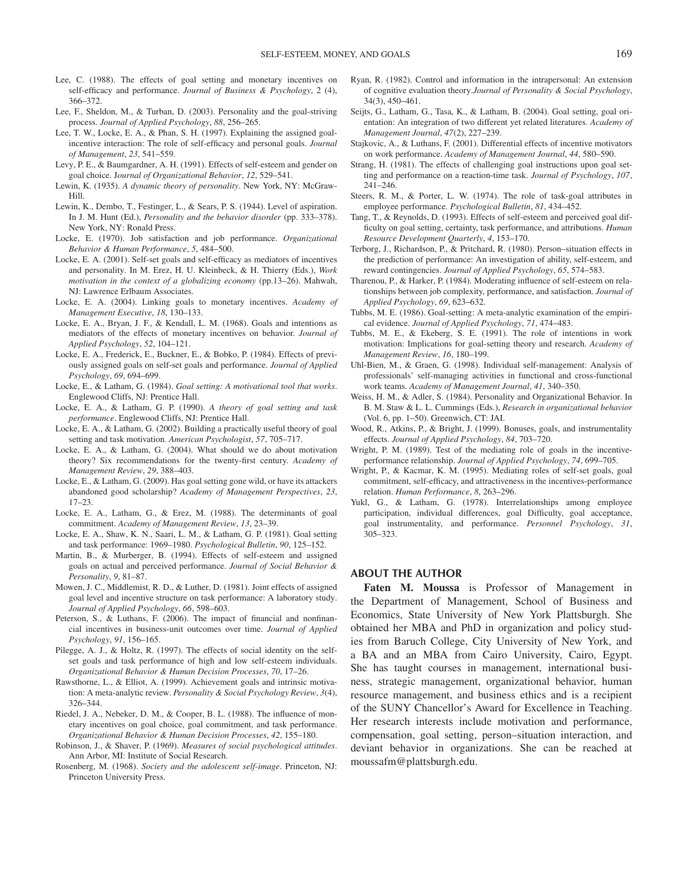Lee, C. (1988). The effects of goal setting and monetary incentives on self-efficacy and performance. *Journal of Business & Psychology*, 2 (4), 366–372.

Lee, F., Sheldon, M., & Turban, D. (2003). Personality and the goal-striving process. *Journal of Applied Psychology*, *88*, 256–265.

Lee, T. W., Locke, E. A., & Phan, S. H. (1997). Explaining the assigned goal-incentive interaction: The role of self-efficacy and personal goals. *Journal of Management*, *23*, 541–559.

Levy, P. E., & Baumgardner, A. H. (1991). Effects of self-esteem and gender on goal choice. J*ournal of Organizational Behavior*, *12*, 529–541.

Lewin, K. (1935). *A dynamic theory of personality*. New York, NY: McGraw-Hill.

Lewin, K., Dembo, T., Festinger, L., & Sears, P. S. (1944). Level of aspiration. In J. M. Hunt (Ed.), *Personality and the behavior disorder* (pp. 333–378). New York, NY: Ronald Press.

Locke, E. (1970). Job satisfaction and job performance. *Organizational Behavior & Human Performance*, *5*, 484–500.

Locke, E. A. (2001). Self-set goals and self-efficacy as mediators of incentives and personality. In M. Erez, H. U. Kleinbeck, & H. Thierry (Eds.), *Work motivation in the context of a globalizing economy* (pp.13–26). Mahwah, NJ: Lawrence Erlbaum Associates.

Locke, E. A. (2004). Linking goals to monetary incentives. *Academy of Management Executive*, *18*, 130–133.

Locke, E. A., Bryan, J. F., & Kendall, L. M. (1968). Goals and intentions as mediators of the effects of monetary incentives on behavior. *Journal of Applied Psychology*, *52*, 104–121.

Locke, E. A., Frederick, E., Buckner, E., & Bobko, P. (1984). Effects of previously assigned goals on self-set goals and performance. *Journal of Applied Psychology*, *69*, 694–699.

Locke, E., & Latham, G. (1984). *Goal setting: A motivational tool that works*. Englewood Cliffs, NJ: Prentice Hall.

Locke, E. A., & Latham, G. P. (1990). *A theory of goal setting and task performance*. Englewood Cliffs, NJ: Prentice Hall.

Locke, E. A., & Latham, G. (2002). Building a practically useful theory of goal setting and task motivation. *American Psychologist*, *57*, 705–717.

Locke, E. A., & Latham, G. (2004). What should we do about motivation theory? Six recommendations for the twenty-first century. *Academy of Management Review*, *29*, 388–403.

Locke, E., & Latham, G. (2009). Has goal setting gone wild, or have its attackers abandoned good scholarship? *Academy of Management Perspectives*, *23*, 17–23.

Locke, E. A., Latham, G., & Erez, M. (1988). The determinants of goal commitment. *Academy of Management Review*, *13*, 23–39.

Locke, E. A., Shaw, K. N., Saari, L. M., & Latham, G. P. (1981). Goal setting and task performance: 1969–1980. *Psychological Bulletin*, *90*, 125–152.

Martin, B., & Murberger, B. (1994). Effects of self-esteem and assigned goals on actual and perceived performance. *Journal of Social Behavior & Personality*, *9*, 81–87.

Mowen, J. C., Middlemist, R. D., & Luther, D. (1981). Joint effects of assigned goal level and incentive structure on task performance: A laboratory study. *Journal of Applied Psychology*, *66*, 598–603.

Peterson, S., & Luthans, F. (2006). The impact of financial and nonfinancial incentives in business-unit outcomes over time. *Journal of Applied Psychology*, *91*, 156–165.

Pilegge, A. J., & Holtz, R. (1997). The effects of social identity on the self-set goals and task performance of high and low self-esteem individuals. *Organizational Behavior & Human Decision Processes*, *70*, 17–26.

Rawsthorne, L., & Elliot, A. (1999). Achievement goals and intrinsic motivation: A meta-analytic review. *Personality & Social Psychology Review*, *3*(4), 326–344.

Riedel, J. A., Nebeker, D. M., & Cooper, B. L. (1988). The influence of monetary incentives on goal choice, goal commitment, and task performance. *Organizational Behavior & Human Decision Processes*, *42*, 155–180.

Robinson, J., & Shaver, P. (1969). *Measures of social psychological attitudes*. Ann Arbor, MI: Institute of Social Research.

Rosenberg, M. (1968). *Society and the adolescent self-image*. Princeton, NJ: Princeton University Press.

Ryan, R. (1982). Control and information in the intrapersonal: An extension of cognitive evaluation theory.*Journal of Personality & Social Psychology*, 34(3), 450–461.

Seijts, G., Latham, G., Tasa, K., & Latham, B. (2004). Goal setting, goal orientation: An integration of two different yet related literatures. *Academy of Management Journal*, *47*(2), 227–239.

Stajkovic, A., & Luthans, F. (2001). Differential effects of incentive motivators on work performance. *Academy of Management Journal*, *44*, 580–590.

Strang, H. (1981). The effects of challenging goal instructions upon goal setting and performance on a reaction-time task. *Journal of Psychology*, *107*, 241–246.

Steers, R. M., & Porter, L. W. (1974). The role of task-goal attributes in employee performance. *Psychological Bulletin*, *81*, 434–452.

Tang, T., & Reynolds, D. (1993). Effects of self-esteem and perceived goal difficulty on goal setting, certainty, task performance, and attributions. *Human Resource Development Quarterly*, *4*, 153–170.

Terborg, J., Richardson, P., & Pritchard, R. (1980). Person–situation effects in the prediction of performance: An investigation of ability, self-esteem, and reward contingencies. *Journal of Applied Psychology*, *65*, 574–583.

Tharenou, P., & Harker, P. (1984). Moderating influence of self-esteem on relationships between job complexity, performance, and satisfaction. *Journal of Applied Psychology*, *69*, 623–632.

Tubbs, M. E. (1986). Goal-setting: A meta-analytic examination of the empirical evidence. *Journal of Applied Psychology*, *71*, 474–483.

Tubbs, M. E., & Ekeberg, S. E. (1991). The role of intentions in work motivation: Implications for goal-setting theory and research. *Academy of Management Review*, *16*, 180–199.

Uhl-Bien, M., & Graen, G. (1998). Individual self-management: Analysis of professionals' self-managing activities in functional and cross-functional work teams. *Academy of Management Journal*, *41*, 340–350.

Weiss, H. M., & Adler, S. (1984). Personality and Organizational Behavior. In B. M. Staw & L. L. Cummings (Eds.), *Research in organizational behavior* (Vol. 6, pp. 1–50). Greenwich, CT: JAI.

Wood, R., Atkins, P., & Bright, J. (1999). Bonuses, goals, and instrumentality effects. *Journal of Applied Psychology*, *84*, 703–720.

Wright, P. M. (1989). Test of the mediating role of goals in the incentive-performance relationship. *Journal of Applied Psychology*, *74*, 699–705.

Wright, P., & Kacmar, K. M. (1995). Mediating roles of self-set goals, goal commitment, self-efficacy, and attractiveness in the incentives-performance relation. *Human Performance*, *8*, 263–296.

Yukl, G., & Latham, G. (1978). Interrelationships among employee participation, individual differences, goal Difficulty, goal acceptance, goal instrumentality, and performance. *Personnel Psychology*, *31*, 305–323.

## ABOUT THE AUTHOR

**Faten M. Moussa** is Professor of Management in the Department of Management, School of Business and Economics, State University of New York Plattsburgh. She obtained her MBA and PhD in organization and policy studies from Baruch College, City University of New York, and a BA and an MBA from Cairo University, Cairo, Egypt. She has taught courses in management, international business, strategic management, organizational behavior, human resource management, and business ethics and is a recipient of the SUNY Chancellor's Award for Excellence in Teaching. Her research interests include motivation and performance, compensation, goal setting, person–situation interaction, and deviant behavior in organizations. She can be reached at moussafm@plattsburgh.edu.